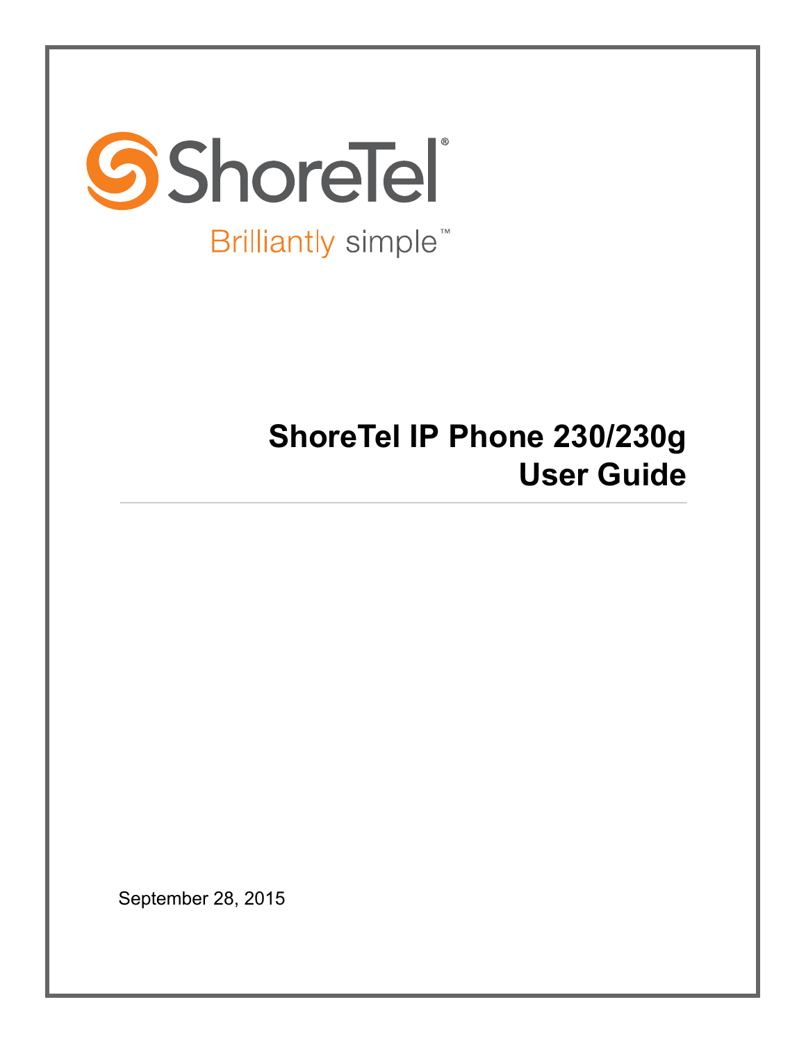ShoreTel®

Brilliantly simple™

# ShoreTel IP Phone 230/230g User Guide

September 28, 2015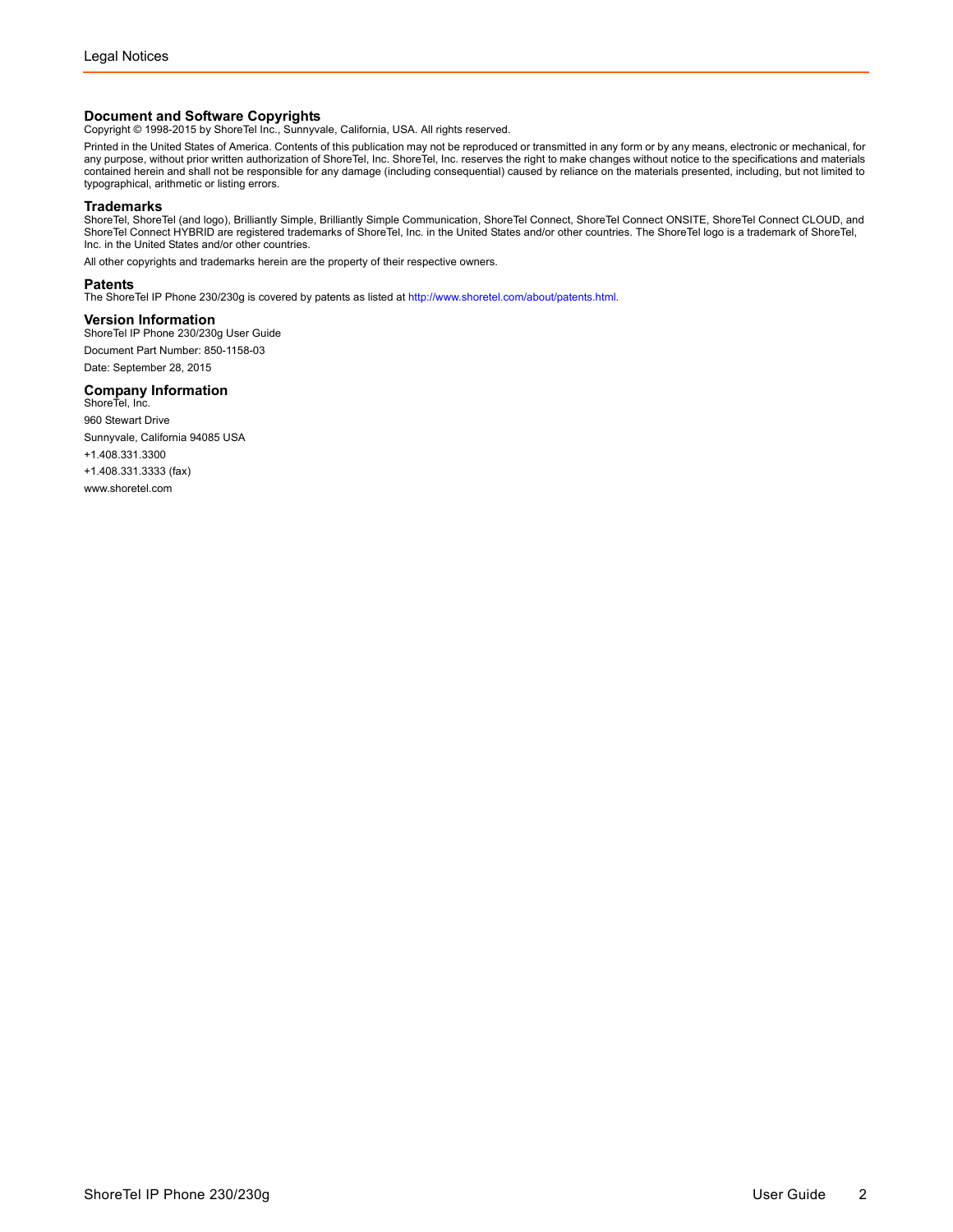# Legal Notices

## Document and Software Copyrights

Copyright © 1998-2015 by ShoreTel Inc., Sunnyvale, California, USA. All rights reserved.

Printed in the United States of America. Contents of this publication may not be reproduced or transmitted in any form or by any means, electronic or mechanical, for any purpose, without prior written authorization of ShoreTel, Inc. ShoreTel, Inc. reserves the right to make changes without notice to the specifications and materials contained herein and shall not be responsible for any damage (including consequential) caused by reliance on the materials presented, including, but not limited to typographical, arithmetic or listing errors.

## Trademarks

ShoreTel, ShoreTel (and logo), Brilliantly Simple, Brilliantly Simple Communication, ShoreTel Connect, ShoreTel Connect ONSITE, ShoreTel Connect CLOUD, and ShoreTel Connect HYBRID are registered trademarks of ShoreTel, Inc. in the United States and/or other countries. The ShoreTel logo is a trademark of ShoreTel, Inc. in the United States and/or other countries.

All other copyrights and trademarks herein are the property of their respective owners.

## Patents

The ShoreTel IP Phone 230/230g is covered by patents as listed at http://www.shoretel.com/about/patents.html.

## Version Information

ShoreTel IP Phone 230/230g User Guide

Document Part Number: 850-1158-03

Date: September 28, 2015

## Company Information

ShoreTel, Inc.

960 Stewart Drive

Sunnyvale, California 94085 USA

+1.408.331.3300

+1.408.331.3333 (fax)

www.shoretel.com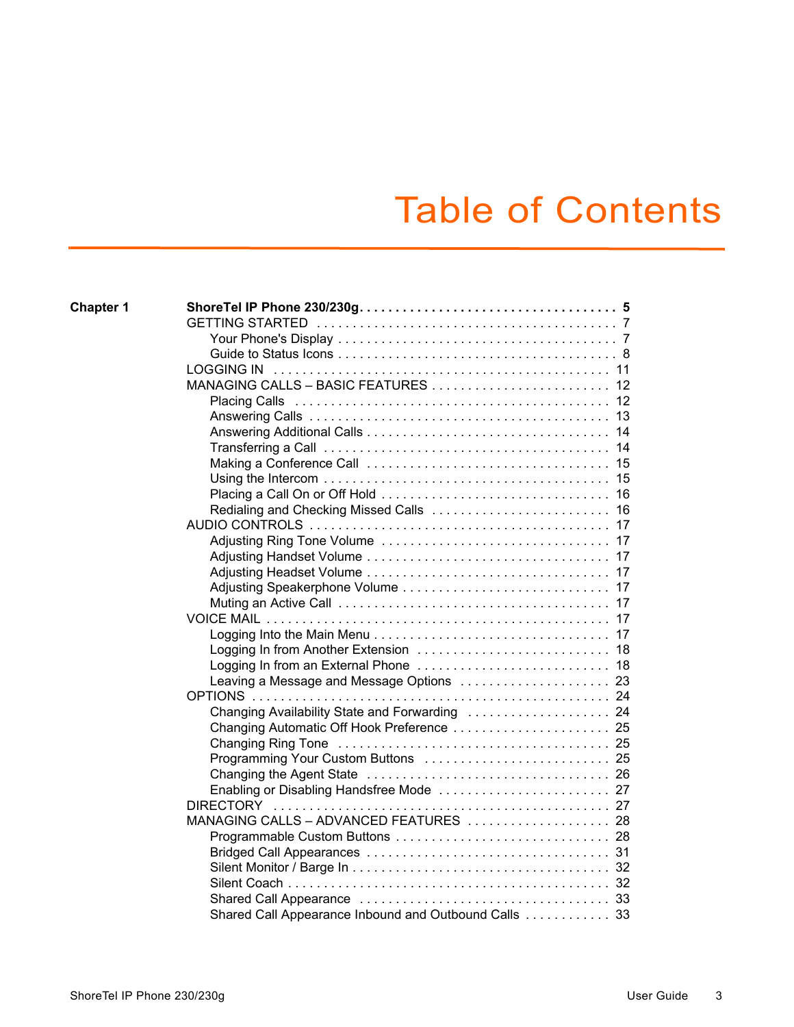# Table of Contents

**Chapter 1** **ShoreTel IP Phone 230/230g . . . . . . . . . . . . . . . . . . . . . . . . . . . . . . . . . . . 5**

GETTING STARTED . . . . . . . . . . . . . . . . . . . . . . . . . . . . . . . . . . . . . . . . . 7
- Your Phone's Display . . . . . . . . . . . . . . . . . . . . . . . . . . . . . . . . . . . . . . 7
- Guide to Status Icons . . . . . . . . . . . . . . . . . . . . . . . . . . . . . . . . . . . . . . 8

LOGGING IN . . . . . . . . . . . . . . . . . . . . . . . . . . . . . . . . . . . . . . . . . . . . . . 11

MANAGING CALLS – BASIC FEATURES . . . . . . . . . . . . . . . . . . . . . . . . . 12
- Placing Calls . . . . . . . . . . . . . . . . . . . . . . . . . . . . . . . . . . . . . . . . . . . 12
- Answering Calls . . . . . . . . . . . . . . . . . . . . . . . . . . . . . . . . . . . . . . . . . 13
- Answering Additional Calls . . . . . . . . . . . . . . . . . . . . . . . . . . . . . . . . . 14
- Transferring a Call . . . . . . . . . . . . . . . . . . . . . . . . . . . . . . . . . . . . . . . 14
- Making a Conference Call . . . . . . . . . . . . . . . . . . . . . . . . . . . . . . . . . 15
- Using the Intercom . . . . . . . . . . . . . . . . . . . . . . . . . . . . . . . . . . . . . . . 15
- Placing a Call On or Off Hold . . . . . . . . . . . . . . . . . . . . . . . . . . . . . . . 16
- Redialing and Checking Missed Calls . . . . . . . . . . . . . . . . . . . . . . . . 16

AUDIO CONTROLS . . . . . . . . . . . . . . . . . . . . . . . . . . . . . . . . . . . . . . . . . 17
- Adjusting Ring Tone Volume . . . . . . . . . . . . . . . . . . . . . . . . . . . . . . . 17
- Adjusting Handset Volume . . . . . . . . . . . . . . . . . . . . . . . . . . . . . . . . . 17
- Adjusting Headset Volume . . . . . . . . . . . . . . . . . . . . . . . . . . . . . . . . . 17
- Adjusting Speakerphone Volume . . . . . . . . . . . . . . . . . . . . . . . . . . . . 17
- Muting an Active Call . . . . . . . . . . . . . . . . . . . . . . . . . . . . . . . . . . . . . 17

VOICE MAIL . . . . . . . . . . . . . . . . . . . . . . . . . . . . . . . . . . . . . . . . . . . . . . . 17
- Logging Into the Main Menu . . . . . . . . . . . . . . . . . . . . . . . . . . . . . . . . 17
- Logging In from Another Extension . . . . . . . . . . . . . . . . . . . . . . . . . . 18
- Logging In from an External Phone . . . . . . . . . . . . . . . . . . . . . . . . . . 18
- Leaving a Message and Message Options . . . . . . . . . . . . . . . . . . . . . 23

OPTIONS . . . . . . . . . . . . . . . . . . . . . . . . . . . . . . . . . . . . . . . . . . . . . . . . . 24
- Changing Availability State and Forwarding . . . . . . . . . . . . . . . . . . . 24
- Changing Automatic Off Hook Preference . . . . . . . . . . . . . . . . . . . . . 25
- Changing Ring Tone . . . . . . . . . . . . . . . . . . . . . . . . . . . . . . . . . . . . . . 25
- Programming Your Custom Buttons . . . . . . . . . . . . . . . . . . . . . . . . . 25
- Changing the Agent State . . . . . . . . . . . . . . . . . . . . . . . . . . . . . . . . . 26
- Enabling or Disabling Handsfree Mode . . . . . . . . . . . . . . . . . . . . . . . 27

DIRECTORY . . . . . . . . . . . . . . . . . . . . . . . . . . . . . . . . . . . . . . . . . . . . . . . 27

MANAGING CALLS – ADVANCED FEATURES . . . . . . . . . . . . . . . . . . . . 28
- Programmable Custom Buttons . . . . . . . . . . . . . . . . . . . . . . . . . . . . . 28
- Bridged Call Appearances . . . . . . . . . . . . . . . . . . . . . . . . . . . . . . . . . 31
- Silent Monitor / Barge In . . . . . . . . . . . . . . . . . . . . . . . . . . . . . . . . . . . 32
- Silent Coach . . . . . . . . . . . . . . . . . . . . . . . . . . . . . . . . . . . . . . . . . . . . 32
- Shared Call Appearance . . . . . . . . . . . . . . . . . . . . . . . . . . . . . . . . . . . 33
- Shared Call Appearance Inbound and Outbound Calls . . . . . . . . . . . . 33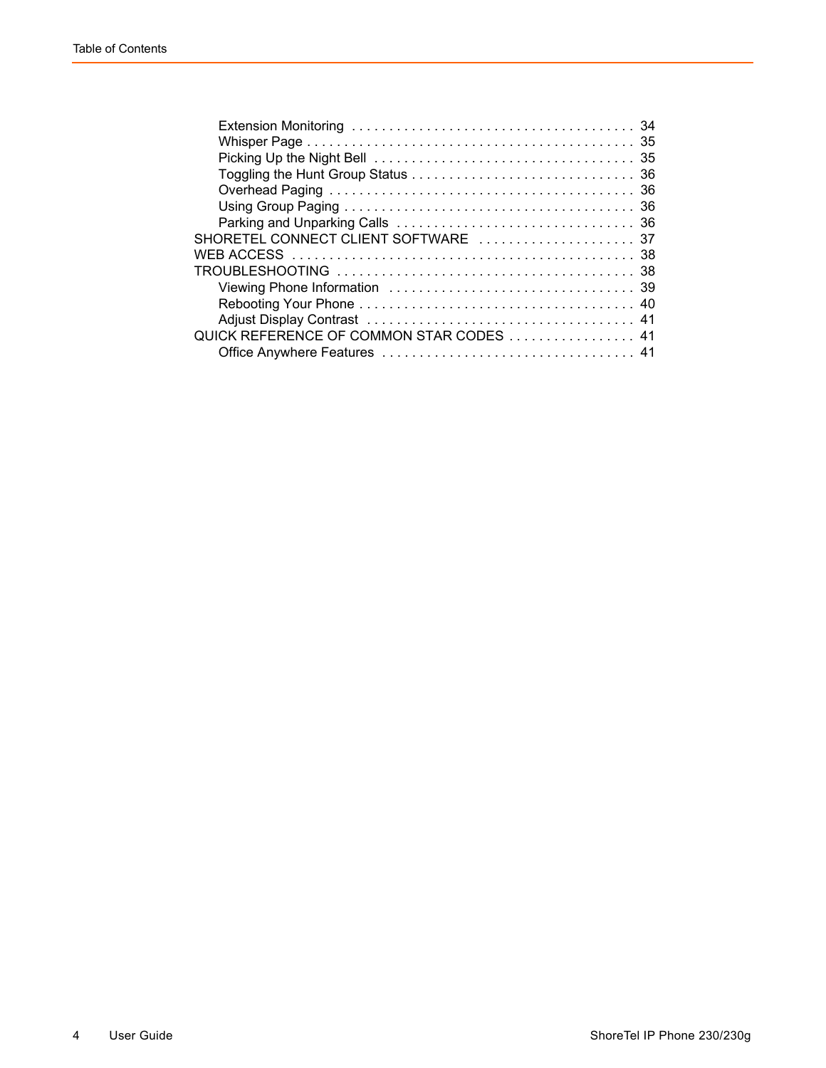- Extension Monitoring . . . . . . . . . . . . . . . . . . . . . . . . . . . . . . . . . . . . . 34
- Whisper Page . . . . . . . . . . . . . . . . . . . . . . . . . . . . . . . . . . . . . . . . . . . . 35
- Picking Up the Night Bell . . . . . . . . . . . . . . . . . . . . . . . . . . . . . . . . . . 35
- Toggling the Hunt Group Status . . . . . . . . . . . . . . . . . . . . . . . . . . . . . 36
- Overhead Paging . . . . . . . . . . . . . . . . . . . . . . . . . . . . . . . . . . . . . . . . 36
- Using Group Paging . . . . . . . . . . . . . . . . . . . . . . . . . . . . . . . . . . . . . . 36
- Parking and Unparking Calls . . . . . . . . . . . . . . . . . . . . . . . . . . . . . . . 36

SHORETEL CONNECT CLIENT SOFTWARE . . . . . . . . . . . . . . . . . . . . . 37

WEB ACCESS . . . . . . . . . . . . . . . . . . . . . . . . . . . . . . . . . . . . . . . . . . . . . 38

TROUBLESHOOTING . . . . . . . . . . . . . . . . . . . . . . . . . . . . . . . . . . . . . . . 38

- Viewing Phone Information . . . . . . . . . . . . . . . . . . . . . . . . . . . . . . . . 39
- Rebooting Your Phone . . . . . . . . . . . . . . . . . . . . . . . . . . . . . . . . . . . . 40
- Adjust Display Contrast . . . . . . . . . . . . . . . . . . . . . . . . . . . . . . . . . . . 41

QUICK REFERENCE OF COMMON STAR CODES . . . . . . . . . . . . . . . . 41

- Office Anywhere Features . . . . . . . . . . . . . . . . . . . . . . . . . . . . . . . . . 41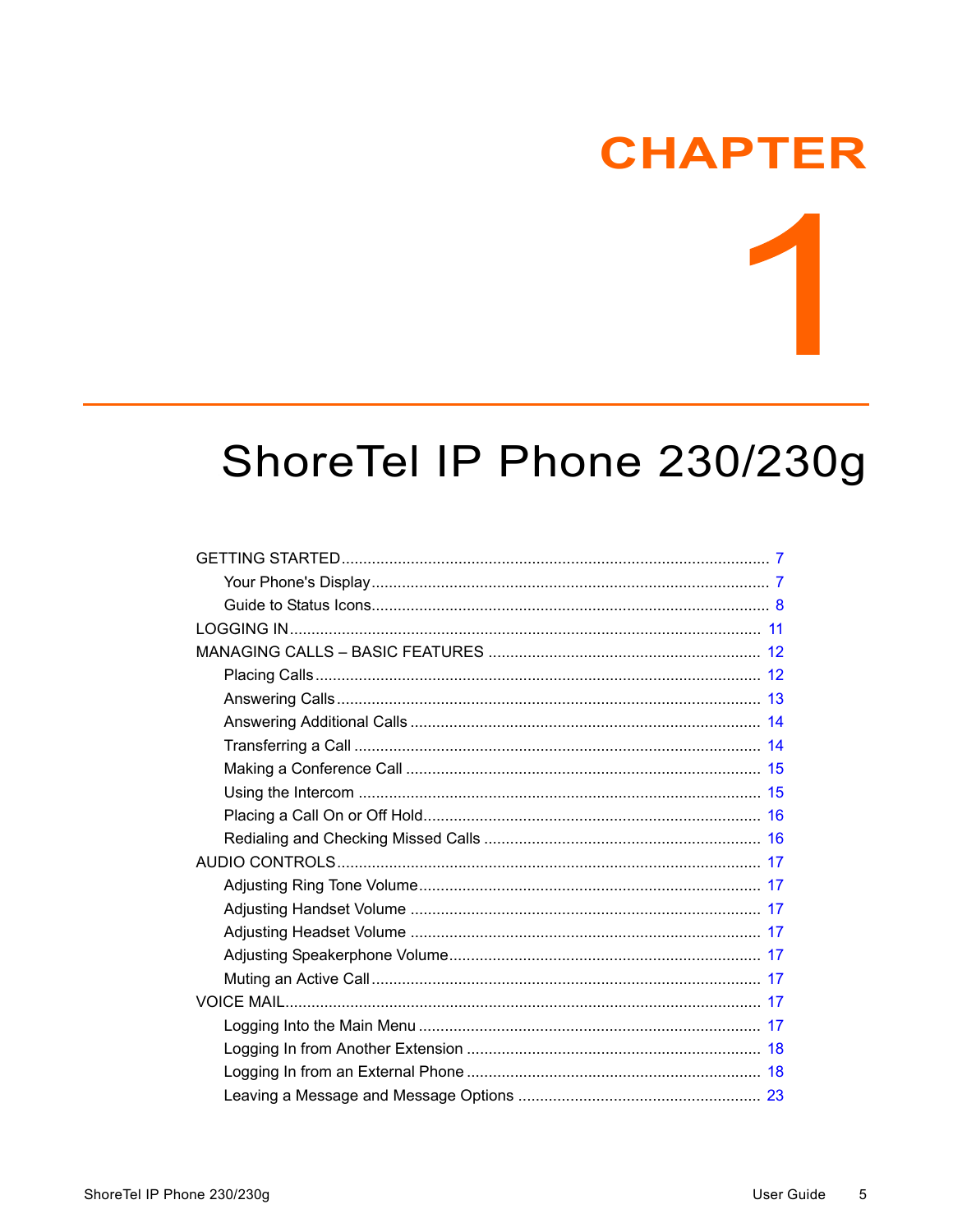# CHAPTER 1

# ShoreTel IP Phone 230/230g

- GETTING STARTED ........ 7
  - Your Phone's Display ........ 7
  - Guide to Status Icons ........ 8
- LOGGING IN ........ 11
- MANAGING CALLS – BASIC FEATURES ........ 12
  - Placing Calls ........ 12
  - Answering Calls ........ 13
  - Answering Additional Calls ........ 14
  - Transferring a Call ........ 14
  - Making a Conference Call ........ 15
  - Using the Intercom ........ 15
  - Placing a Call On or Off Hold ........ 16
  - Redialing and Checking Missed Calls ........ 16
- AUDIO CONTROLS ........ 17
  - Adjusting Ring Tone Volume ........ 17
  - Adjusting Handset Volume ........ 17
  - Adjusting Headset Volume ........ 17
  - Adjusting Speakerphone Volume ........ 17
  - Muting an Active Call ........ 17
- VOICE MAIL ........ 17
  - Logging Into the Main Menu ........ 17
  - Logging In from Another Extension ........ 18
  - Logging In from an External Phone ........ 18
  - Leaving a Message and Message Options ........ 23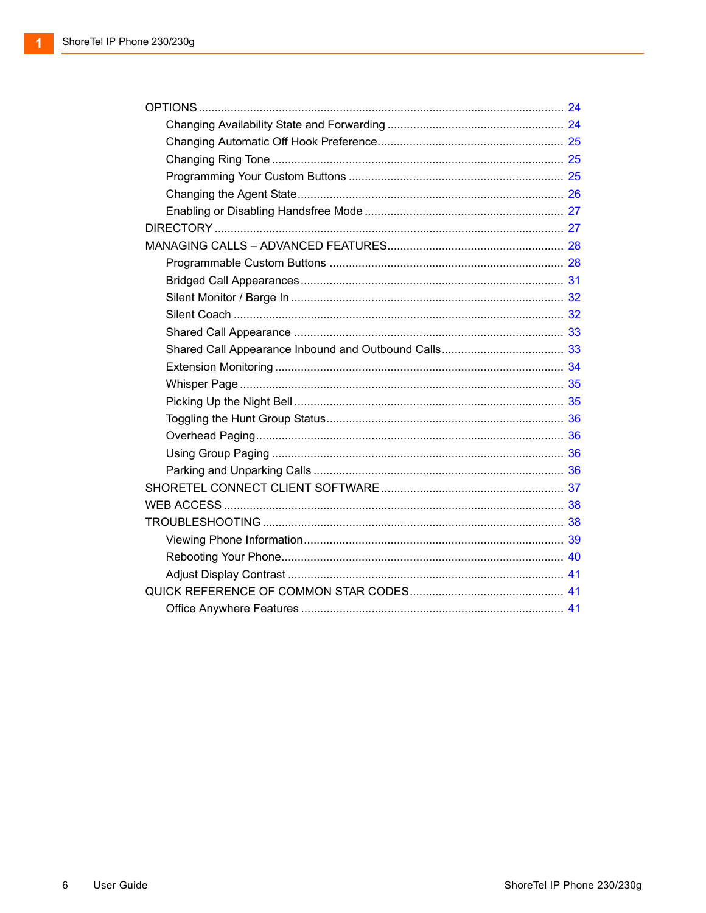- OPTIONS ........ 24
  - Changing Availability State and Forwarding ........ 24
  - Changing Automatic Off Hook Preference ........ 25
  - Changing Ring Tone ........ 25
  - Programming Your Custom Buttons ........ 25
  - Changing the Agent State ........ 26
  - Enabling or Disabling Handsfree Mode ........ 27
- DIRECTORY ........ 27
- MANAGING CALLS – ADVANCED FEATURES ........ 28
  - Programmable Custom Buttons ........ 28
  - Bridged Call Appearances ........ 31
  - Silent Monitor / Barge In ........ 32
  - Silent Coach ........ 32
  - Shared Call Appearance ........ 33
  - Shared Call Appearance Inbound and Outbound Calls ........ 33
  - Extension Monitoring ........ 34
  - Whisper Page ........ 35
  - Picking Up the Night Bell ........ 35
  - Toggling the Hunt Group Status ........ 36
  - Overhead Paging ........ 36
  - Using Group Paging ........ 36
  - Parking and Unparking Calls ........ 36
- SHORETEL CONNECT CLIENT SOFTWARE ........ 37
- WEB ACCESS ........ 38
- TROUBLESHOOTING ........ 38
  - Viewing Phone Information ........ 39
  - Rebooting Your Phone ........ 40
  - Adjust Display Contrast ........ 41
- QUICK REFERENCE OF COMMON STAR CODES ........ 41
  - Office Anywhere Features ........ 41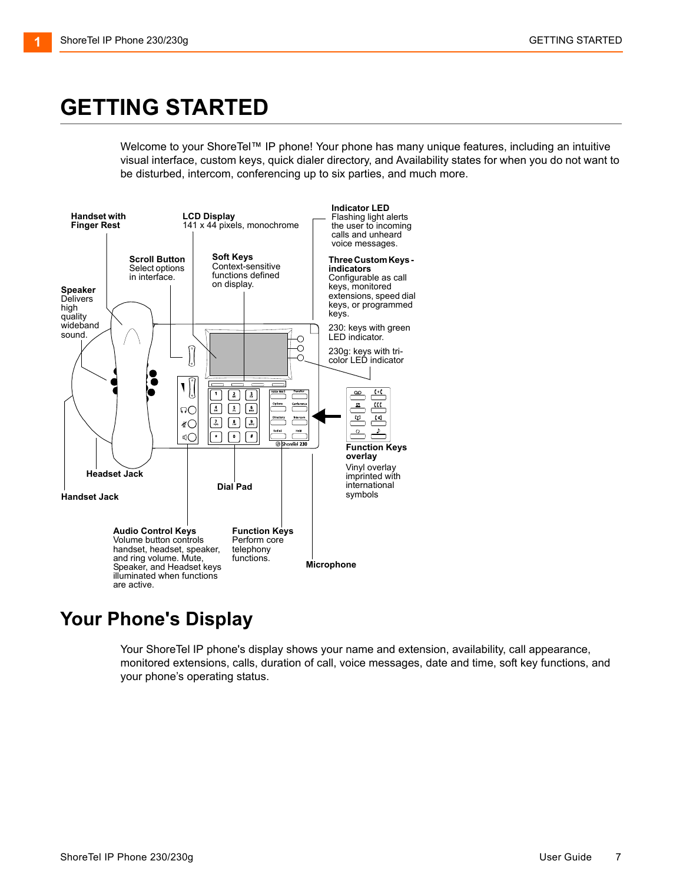# GETTING STARTED

Welcome to your ShoreTel™ IP phone! Your phone has many unique features, including an intuitive visual interface, custom keys, quick dialer directory, and Availability states for when you do not want to be disturbed, intercom, conferencing up to six parties, and much more.

**Handset with Finger Rest**

**LCD Display**
141 x 44 pixels, monochrome

**Indicator LED**
Flashing light alerts the user to incoming calls and unheard voice messages.

**Scroll Button**
Select options in interface.

**Soft Keys**
Context-sensitive functions defined on display.

**Three Custom Keys - indicators**
Configurable as call keys, monitored extensions, speed dial keys, or programmed keys.

230: keys with green LED indicator.

230g: keys with tri-color LED indicator

**Speaker**
Delivers high quality wideband sound.

**Function Keys overlay**
Vinyl overlay imprinted with international symbols

**Headset Jack**

**Dial Pad**

**Handset Jack**

**Audio Control Keys**
Volume button controls handset, headset, speaker, and ring volume. Mute, Speaker, and Headset keys illuminated when functions are active.

**Function Keys**
Perform core telephony functions.

**Microphone**

## Your Phone's Display

Your ShoreTel IP phone's display shows your name and extension, availability, call appearance, monitored extensions, calls, duration of call, voice messages, date and time, soft key functions, and your phone's operating status.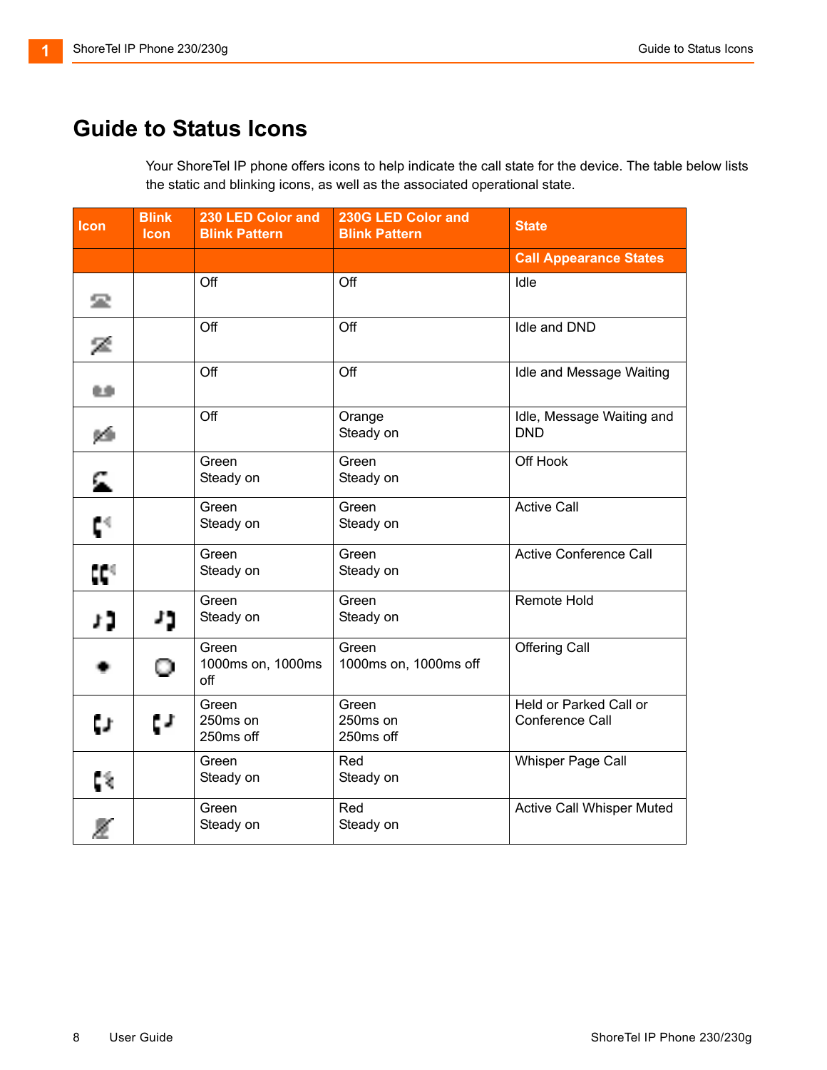# Guide to Status Icons

Your ShoreTel IP phone offers icons to help indicate the call state for the device. The table below lists the static and blinking icons, as well as the associated operational state.

| Icon | Blink Icon | 230 LED Color and Blink Pattern | 230G LED Color and Blink Pattern | State |
|---|---|---|---|---|
| | | | | **Call Appearance States** |
| | | Off | Off | Idle |
| | | Off | Off | Idle and DND |
| | | Off | Off | Idle and Message Waiting |
| | | Off | Orange Steady on | Idle, Message Waiting and DND |
| | | Green Steady on | Green Steady on | Off Hook |
| | | Green Steady on | Green Steady on | Active Call |
| | | Green Steady on | Green Steady on | Active Conference Call |
| | | Green Steady on | Green Steady on | Remote Hold |
| | | Green 1000ms on, 1000ms off | Green 1000ms on, 1000ms off | Offering Call |
| | | Green 250ms on 250ms off | Green 250ms on 250ms off | Held or Parked Call or Conference Call |
| | | Green Steady on | Red Steady on | Whisper Page Call |
| | | Green Steady on | Red Steady on | Active Call Whisper Muted |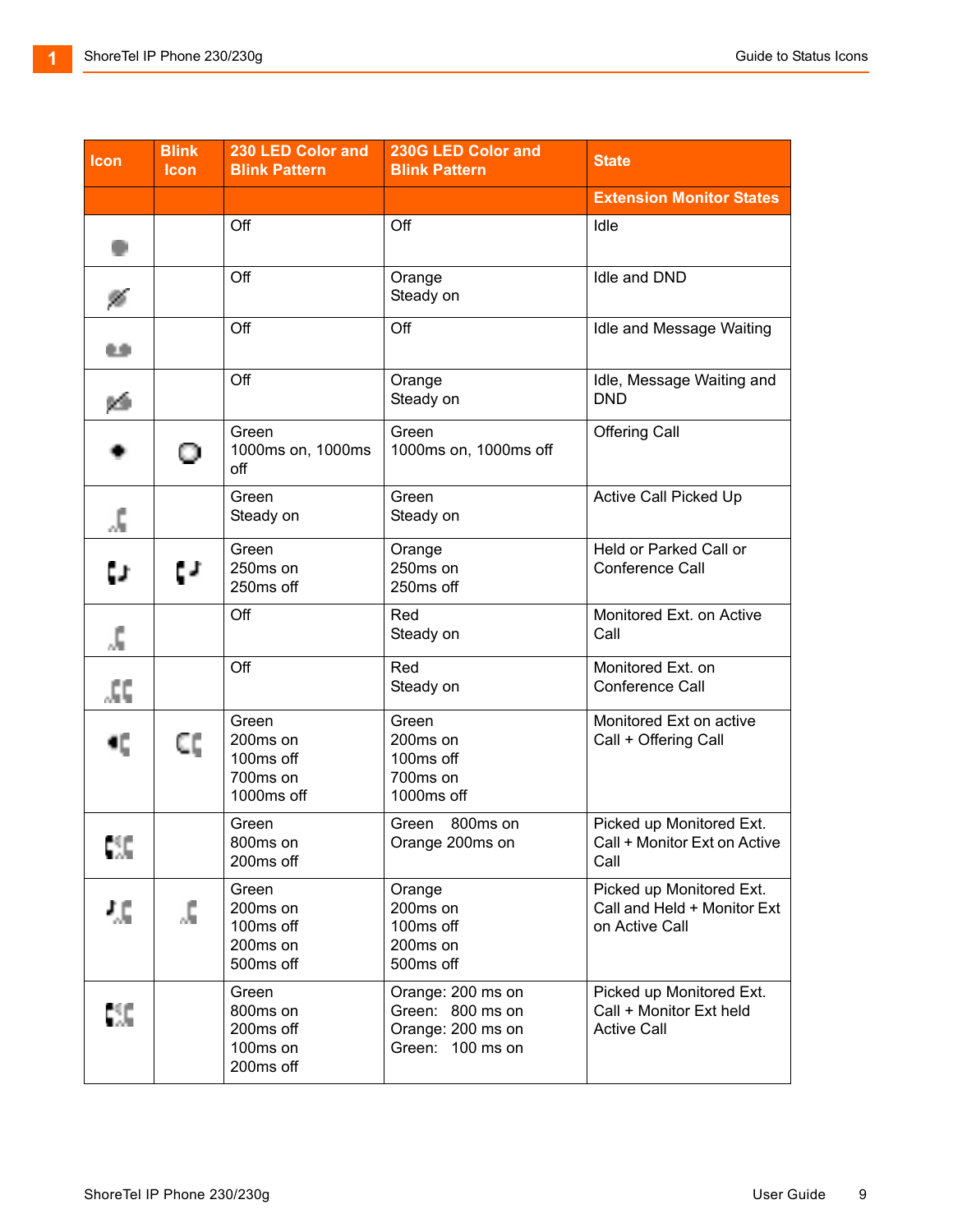| Icon | Blink Icon | 230 LED Color and Blink Pattern | 230G LED Color and Blink Pattern | State |
|---|---|---|---|---|
| | | | | **Extension Monitor States** |
| | | Off | Off | Idle |
| | | Off | Orange<br>Steady on | Idle and DND |
| | | Off | Off | Idle and Message Waiting |
| | | Off | Orange<br>Steady on | Idle, Message Waiting and DND |
| | | Green<br>1000ms on, 1000ms off | Green<br>1000ms on, 1000ms off | Offering Call |
| | | Green<br>Steady on | Green<br>Steady on | Active Call Picked Up |
| | | Green<br>250ms on<br>250ms off | Orange<br>250ms on<br>250ms off | Held or Parked Call or Conference Call |
| | | Off | Red<br>Steady on | Monitored Ext. on Active Call |
| | | Off | Red<br>Steady on | Monitored Ext. on Conference Call |
| | | Green<br>200ms on<br>100ms off<br>700ms on<br>1000ms off | Green<br>200ms on<br>100ms off<br>700ms on<br>1000ms off | Monitored Ext on active Call + Offering Call |
| | | Green<br>800ms on<br>200ms off | Green 800ms on<br>Orange 200ms on | Picked up Monitored Ext. Call + Monitor Ext on Active Call |
| | | Green<br>200ms on<br>100ms off<br>200ms on<br>500ms off | Orange<br>200ms on<br>100ms off<br>200ms on<br>500ms off | Picked up Monitored Ext. Call and Held + Monitor Ext on Active Call |
| | | Green<br>800ms on<br>200ms off<br>100ms on<br>200ms off | Orange: 200 ms on<br>Green: 800 ms on<br>Orange: 200 ms on<br>Green: 100 ms on | Picked up Monitored Ext. Call + Monitor Ext held Active Call |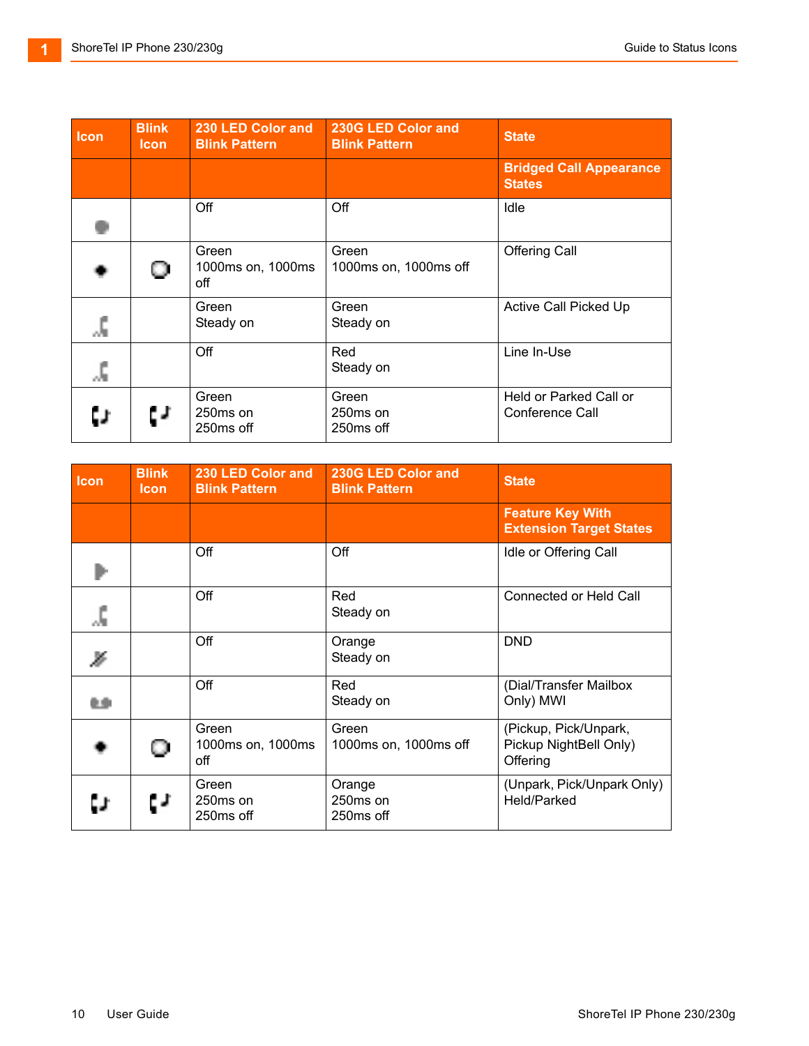| Icon | Blink Icon | 230 LED Color and Blink Pattern | 230G LED Color and Blink Pattern | State |
|---|---|---|---|---|
| | | | | **Bridged Call Appearance States** |
| | | Off | Off | Idle |
| | | Green<br>1000ms on, 1000ms off | Green<br>1000ms on, 1000ms off | Offering Call |
| | | Green<br>Steady on | Green<br>Steady on | Active Call Picked Up |
| | | Off | Red<br>Steady on | Line In-Use |
| | | Green<br>250ms on<br>250ms off | Green<br>250ms on<br>250ms off | Held or Parked Call or Conference Call |

| Icon | Blink Icon | 230 LED Color and Blink Pattern | 230G LED Color and Blink Pattern | State |
|---|---|---|---|---|
| | | | | **Feature Key With Extension Target States** |
| | | Off | Off | Idle or Offering Call |
| | | Off | Red<br>Steady on | Connected or Held Call |
| | | Off | Orange<br>Steady on | DND |
| | | Off | Red<br>Steady on | (Dial/Transfer Mailbox Only) MWI |
| | | Green<br>1000ms on, 1000ms off | Green<br>1000ms on, 1000ms off | (Pickup, Pick/Unpark, Pickup NightBell Only) Offering |
| | | Green<br>250ms on<br>250ms off | Orange<br>250ms on<br>250ms off | (Unpark, Pick/Unpark Only) Held/Parked |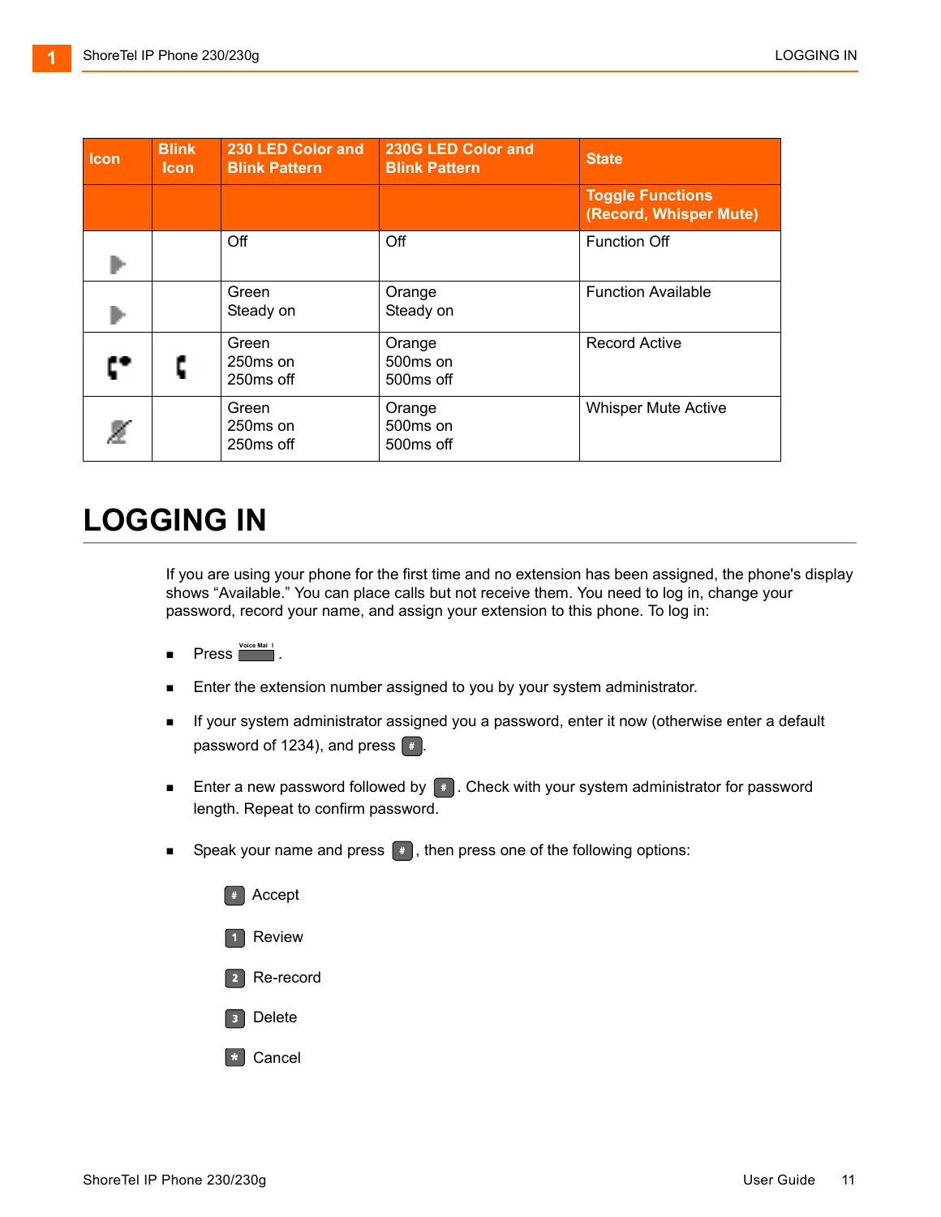| Icon | Blink Icon | 230 LED Color and Blink Pattern | 230G LED Color and Blink Pattern | State |
|---|---|---|---|---|
| | | | | **Toggle Functions (Record, Whisper Mute)** |
| | | Off | Off | Function Off |
| | | Green<br>Steady on | Orange<br>Steady on | Function Available |
| | | Green<br>250ms on<br>250ms off | Orange<br>500ms on<br>500ms off | Record Active |
| | | Green<br>250ms on<br>250ms off | Orange<br>500ms on<br>500ms off | Whisper Mute Active |

# LOGGING IN

If you are using your phone for the first time and no extension has been assigned, the phone's display shows "Available." You can place calls but not receive them. You need to log in, change your password, record your name, and assign your extension to this phone. To log in:

- Press Voice Mail.
- Enter the extension number assigned to you by your system administrator.
- If your system administrator assigned you a password, enter it now (otherwise enter a default password of 1234), and press #.
- Enter a new password followed by #. Check with your system administrator for password length. Repeat to confirm password.
- Speak your name and press #, then press one of the following options:

  - # Accept
  - 1 Review
  - 2 Re-record
  - 3 Delete
  - * Cancel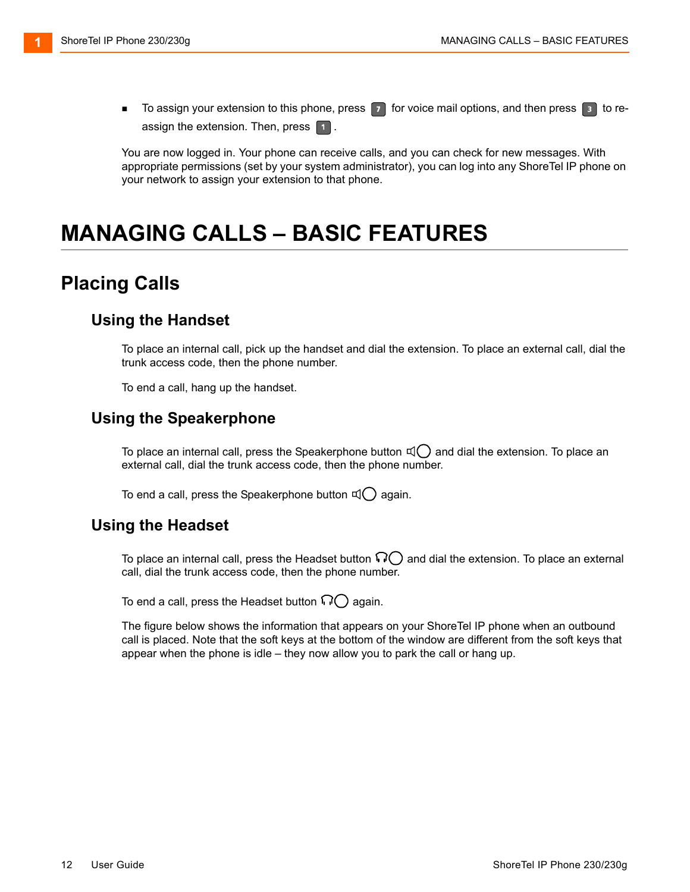- To assign your extension to this phone, press 7 for voice mail options, and then press 3 to re-assign the extension. Then, press 1 .

You are now logged in. Your phone can receive calls, and you can check for new messages. With appropriate permissions (set by your system administrator), you can log into any ShoreTel IP phone on your network to assign your extension to that phone.

# MANAGING CALLS – BASIC FEATURES

## Placing Calls

### Using the Handset

To place an internal call, pick up the handset and dial the extension. To place an external call, dial the trunk access code, then the phone number.

To end a call, hang up the handset.

### Using the Speakerphone

To place an internal call, press the Speakerphone button and dial the extension. To place an external call, dial the trunk access code, then the phone number.

To end a call, press the Speakerphone button again.

### Using the Headset

To place an internal call, press the Headset button and dial the extension. To place an external call, dial the trunk access code, then the phone number.

To end a call, press the Headset button again.

The figure below shows the information that appears on your ShoreTel IP phone when an outbound call is placed. Note that the soft keys at the bottom of the window are different from the soft keys that appear when the phone is idle – they now allow you to park the call or hang up.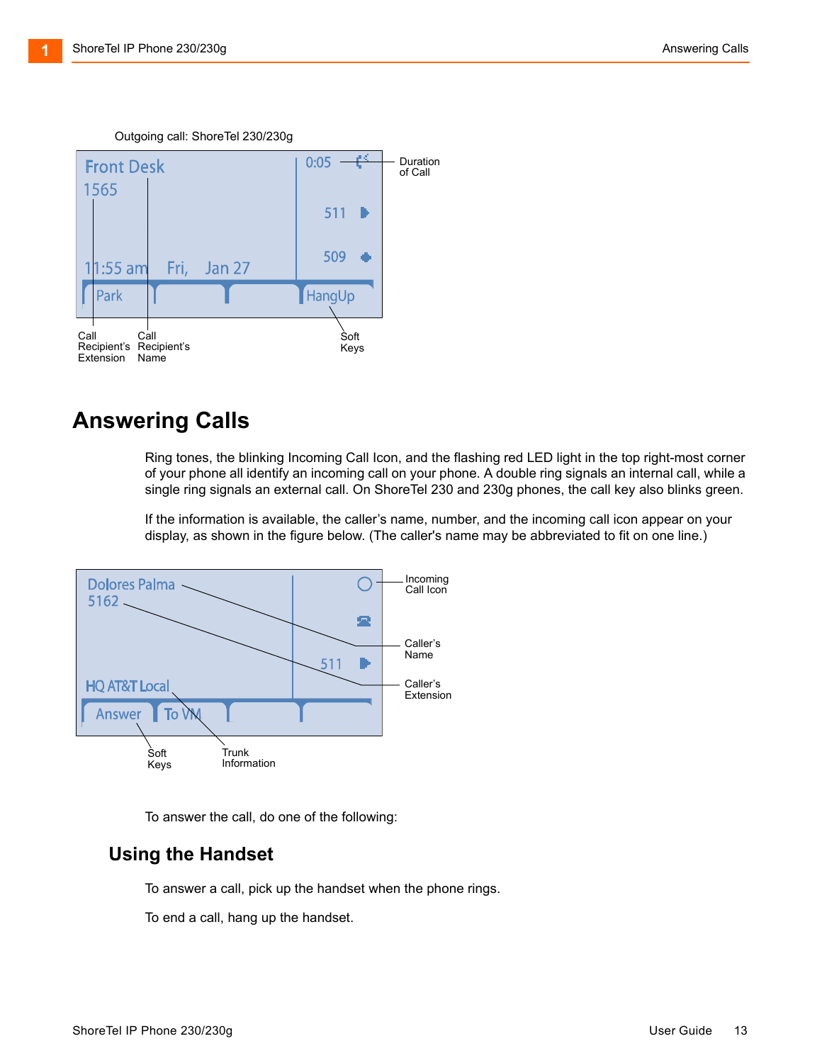Outgoing call: ShoreTel 230/230g

## Answering Calls

Ring tones, the blinking Incoming Call Icon, and the flashing red LED light in the top right-most corner of your phone all identify an incoming call on your phone. A double ring signals an internal call, while a single ring signals an external call. On ShoreTel 230 and 230g phones, the call key also blinks green.

If the information is available, the caller's name, number, and the incoming call icon appear on your display, as shown in the figure below. (The caller's name may be abbreviated to fit on one line.)

To answer the call, do one of the following:

### Using the Handset

To answer a call, pick up the handset when the phone rings.

To end a call, hang up the handset.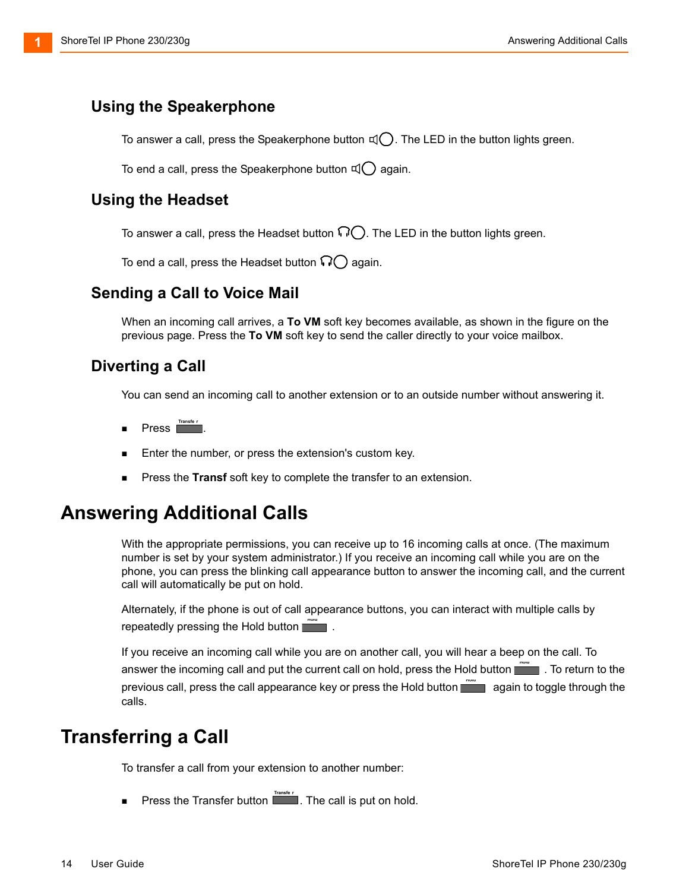### Using the Speakerphone

To answer a call, press the Speakerphone button. The LED in the button lights green.

To end a call, press the Speakerphone button again.

### Using the Headset

To answer a call, press the Headset button. The LED in the button lights green.

To end a call, press the Headset button again.

### Sending a Call to Voice Mail

When an incoming call arrives, a **To VM** soft key becomes available, as shown in the figure on the previous page. Press the **To VM** soft key to send the caller directly to your voice mailbox.

### Diverting a Call

You can send an incoming call to another extension or to an outside number without answering it.

- Press Transfer.
- Enter the number, or press the extension's custom key.
- Press the **Transf** soft key to complete the transfer to an extension.

## Answering Additional Calls

With the appropriate permissions, you can receive up to 16 incoming calls at once. (The maximum number is set by your system administrator.) If you receive an incoming call while you are on the phone, you can press the blinking call appearance button to answer the incoming call, and the current call will automatically be put on hold.

Alternately, if the phone is out of call appearance buttons, you can interact with multiple calls by repeatedly pressing the Hold button.

If you receive an incoming call while you are on another call, you will hear a beep on the call. To answer the incoming call and put the current call on hold, press the Hold button. To return to the previous call, press the call appearance key or press the Hold button again to toggle through the calls.

## Transferring a Call

To transfer a call from your extension to another number:

- Press the Transfer button. The call is put on hold.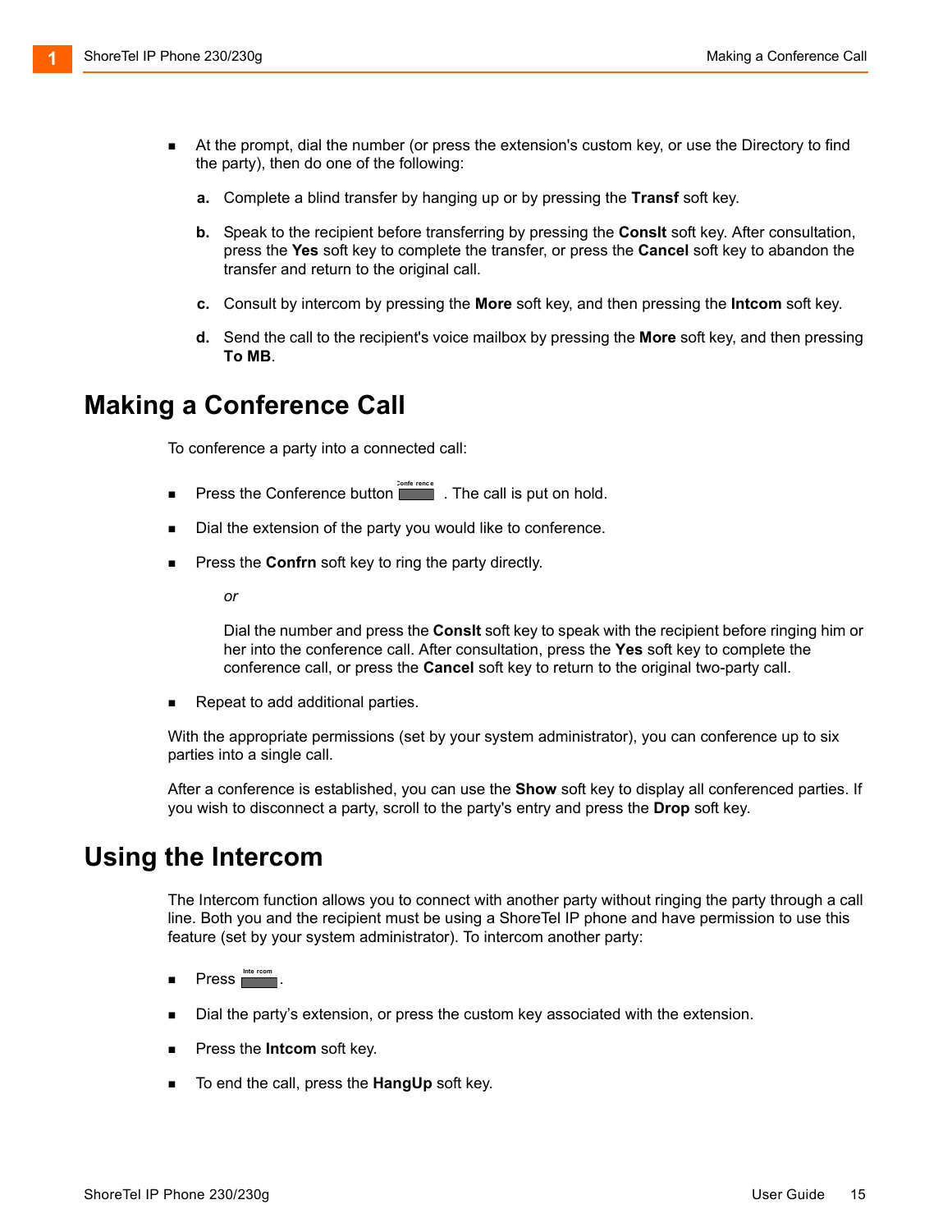- At the prompt, dial the number (or press the extension's custom key, or use the Directory to find the party), then do one of the following:

  **a.** Complete a blind transfer by hanging up or by pressing the **Transf** soft key.

  **b.** Speak to the recipient before transferring by pressing the **Conslt** soft key. After consultation, press the **Yes** soft key to complete the transfer, or press the **Cancel** soft key to abandon the transfer and return to the original call.

  **c.** Consult by intercom by pressing the **More** soft key, and then pressing the **Intcom** soft key.

  **d.** Send the call to the recipient's voice mailbox by pressing the **More** soft key, and then pressing **To MB**.

# Making a Conference Call

To conference a party into a connected call:

- Press the Conference button Conference. The call is put on hold.
- Dial the extension of the party you would like to conference.
- Press the **Confrn** soft key to ring the party directly.

  *or*

  Dial the number and press the **Conslt** soft key to speak with the recipient before ringing him or her into the conference call. After consultation, press the **Yes** soft key to complete the conference call, or press the **Cancel** soft key to return to the original two-party call.

- Repeat to add additional parties.

With the appropriate permissions (set by your system administrator), you can conference up to six parties into a single call.

After a conference is established, you can use the **Show** soft key to display all conferenced parties. If you wish to disconnect a party, scroll to the party's entry and press the **Drop** soft key.

# Using the Intercom

The Intercom function allows you to connect with another party without ringing the party through a call line. Both you and the recipient must be using a ShoreTel IP phone and have permission to use this feature (set by your system administrator). To intercom another party:

- Press Intercom.
- Dial the party's extension, or press the custom key associated with the extension.
- Press the **Intcom** soft key.
- To end the call, press the **HangUp** soft key.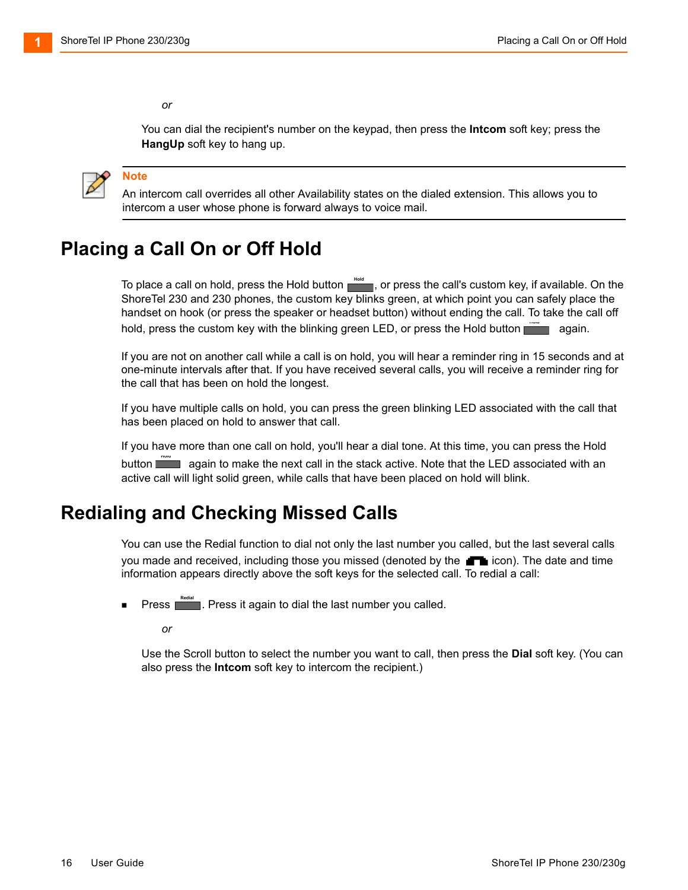*or*

You can dial the recipient's number on the keypad, then press the **Intcom** soft key; press the **HangUp** soft key to hang up.

**Note**

An intercom call overrides all other Availability states on the dialed extension. This allows you to intercom a user whose phone is forward always to voice mail.

## Placing a Call On or Off Hold

To place a call on hold, press the Hold button, or press the call's custom key, if available. On the ShoreTel 230 and 230 phones, the custom key blinks green, at which point you can safely place the handset on hook (or press the speaker or headset button) without ending the call. To take the call off hold, press the custom key with the blinking green LED, or press the Hold button again.

If you are not on another call while a call is on hold, you will hear a reminder ring in 15 seconds and at one-minute intervals after that. If you have received several calls, you will receive a reminder ring for the call that has been on hold the longest.

If you have multiple calls on hold, you can press the green blinking LED associated with the call that has been placed on hold to answer that call.

If you have more than one call on hold, you'll hear a dial tone. At this time, you can press the Hold button again to make the next call in the stack active. Note that the LED associated with an active call will light solid green, while calls that have been placed on hold will blink.

## Redialing and Checking Missed Calls

You can use the Redial function to dial not only the last number you called, but the last several calls you made and received, including those you missed (denoted by the icon). The date and time information appears directly above the soft keys for the selected call. To redial a call:

- Press Redial. Press it again to dial the last number you called.

  *or*

  Use the Scroll button to select the number you want to call, then press the **Dial** soft key. (You can also press the **Intcom** soft key to intercom the recipient.)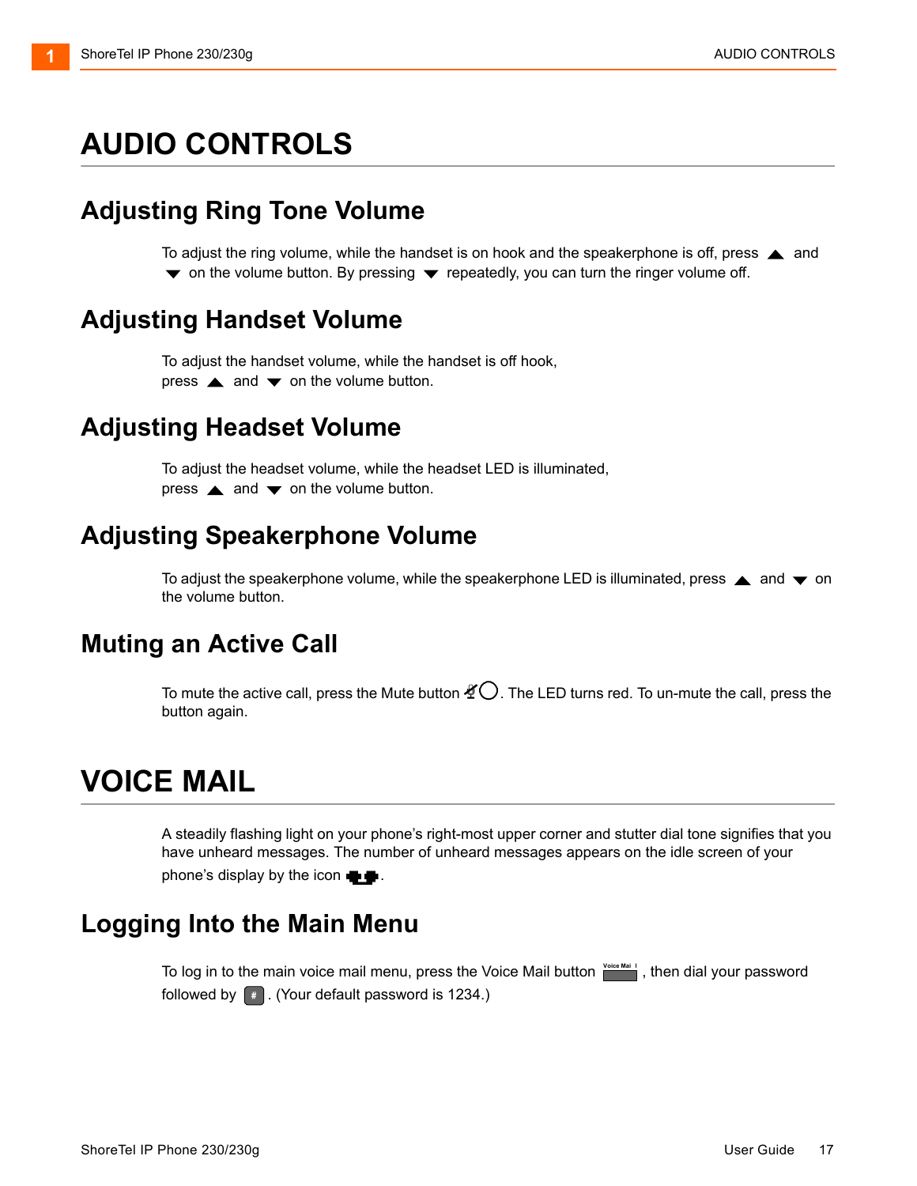# AUDIO CONTROLS

## Adjusting Ring Tone Volume

To adjust the ring volume, while the handset is on hook and the speakerphone is off, press ▲ and ▼ on the volume button. By pressing ▼ repeatedly, you can turn the ringer volume off.

## Adjusting Handset Volume

To adjust the handset volume, while the handset is off hook, press ▲ and ▼ on the volume button.

## Adjusting Headset Volume

To adjust the headset volume, while the headset LED is illuminated, press ▲ and ▼ on the volume button.

## Adjusting Speakerphone Volume

To adjust the speakerphone volume, while the speakerphone LED is illuminated, press ▲ and ▼ on the volume button.

## Muting an Active Call

To mute the active call, press the Mute button. The LED turns red. To un-mute the call, press the button again.

# VOICE MAIL

A steadily flashing light on your phone's right-most upper corner and stutter dial tone signifies that you have unheard messages. The number of unheard messages appears on the idle screen of your phone's display by the icon.

## Logging Into the Main Menu

To log in to the main voice mail menu, press the Voice Mail button, then dial your password followed by #. (Your default password is 1234.)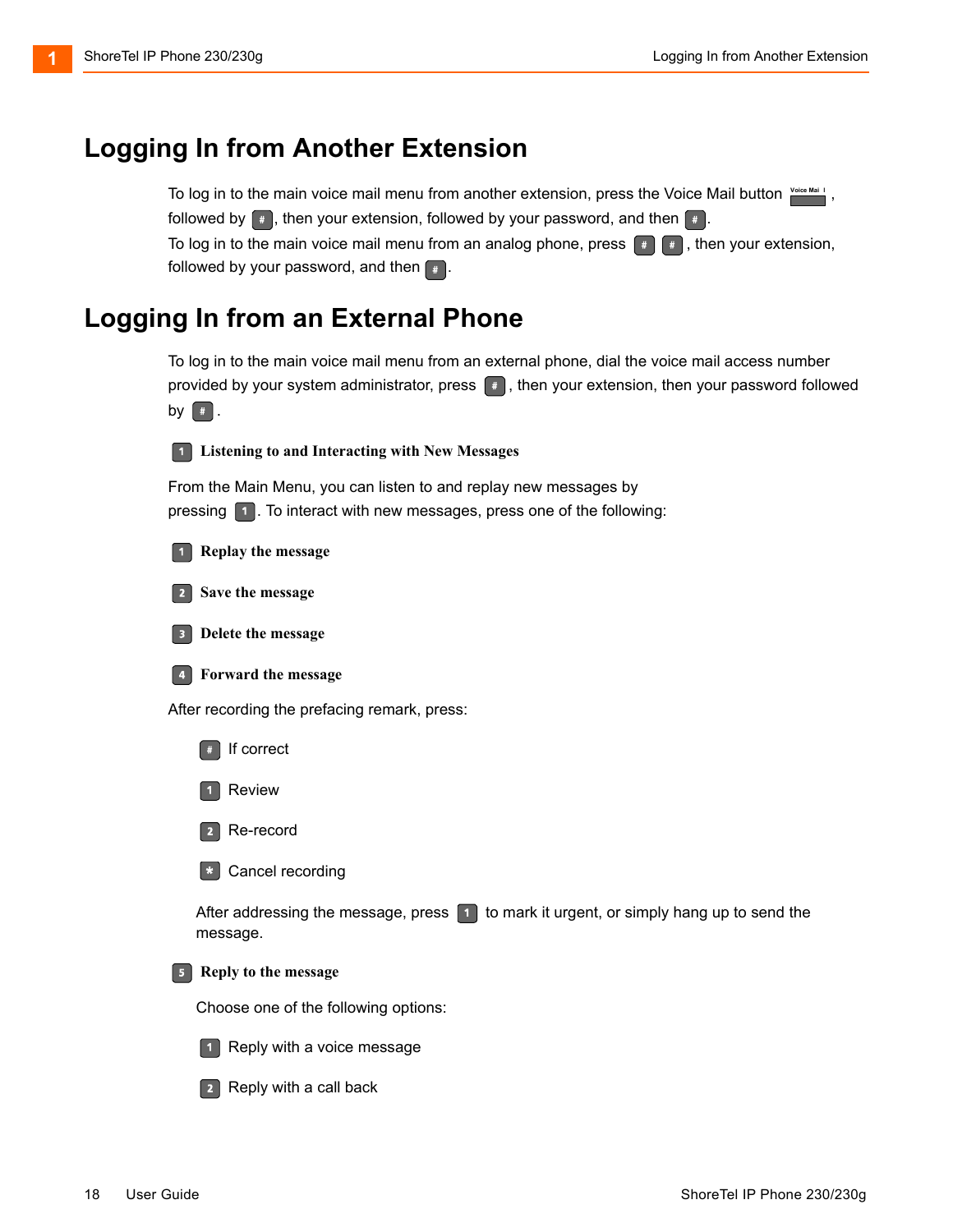# Logging In from Another Extension

To log in to the main voice mail menu from another extension, press the Voice Mail button Voice Mail , followed by #, then your extension, followed by your password, and then #.

To log in to the main voice mail menu from an analog phone, press # #, then your extension, followed by your password, and then #.

# Logging In from an External Phone

To log in to the main voice mail menu from an external phone, dial the voice mail access number provided by your system administrator, press #, then your extension, then your password followed by #.

**1 Listening to and Interacting with New Messages**

From the Main Menu, you can listen to and replay new messages by pressing 1. To interact with new messages, press one of the following:

**1 Replay the message**

**2 Save the message**

**3 Delete the message**

**4 Forward the message**

After recording the prefacing remark, press:

- # If correct
- 1 Review
- 2 Re-record
- * Cancel recording

After addressing the message, press 1 to mark it urgent, or simply hang up to send the message.

**5 Reply to the message**

Choose one of the following options:

- 1 Reply with a voice message
- 2 Reply with a call back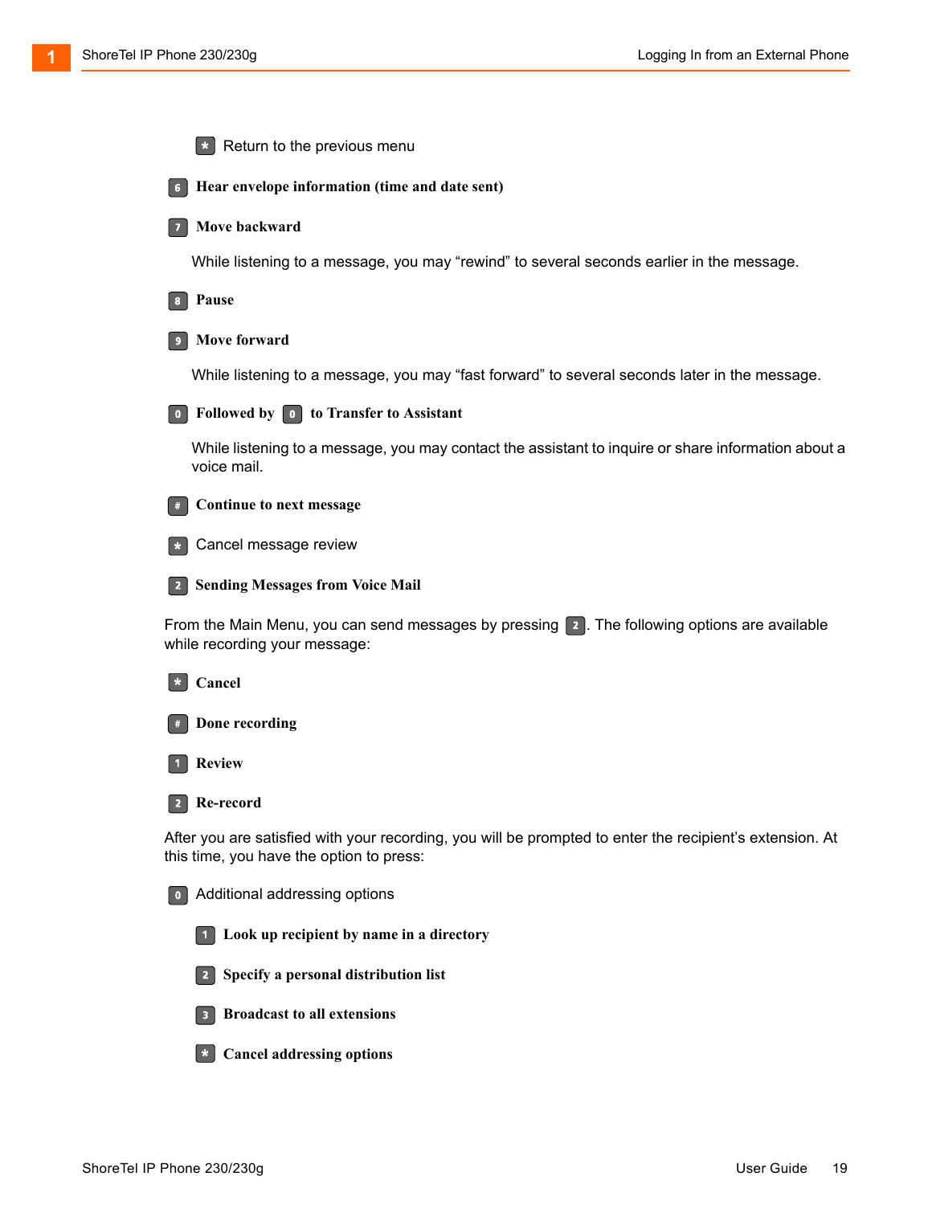- `*` Return to the previous menu

`6` **Hear envelope information (time and date sent)**

`7` **Move backward**

While listening to a message, you may “rewind” to several seconds earlier in the message.

`8` **Pause**

`9` **Move forward**

While listening to a message, you may “fast forward” to several seconds later in the message.

`0` **Followed by** `0` **to Transfer to Assistant**

While listening to a message, you may contact the assistant to inquire or share information about a voice mail.

`#` **Continue to next message**

`*` Cancel message review

`2` **Sending Messages from Voice Mail**

From the Main Menu, you can send messages by pressing `2`. The following options are available while recording your message:

`*` **Cancel**

`#` **Done recording**

`1` **Review**

`2` **Re-record**

After you are satisfied with your recording, you will be prompted to enter the recipient’s extension. At this time, you have the option to press:

`0` Additional addressing options

- `1` **Look up recipient by name in a directory**
- `2` **Specify a personal distribution list**
- `3` **Broadcast to all extensions**
- `*` **Cancel addressing options**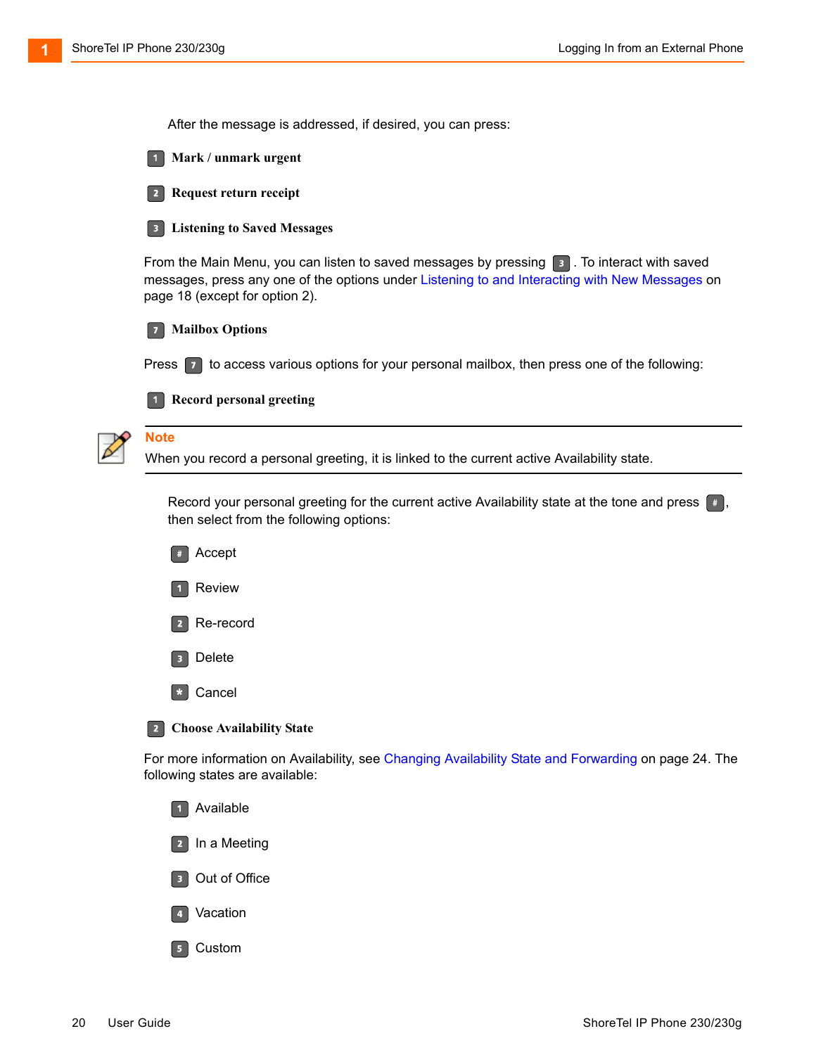After the message is addressed, if desired, you can press:

**1 Mark / unmark urgent**

**2 Request return receipt**

**3 Listening to Saved Messages**

From the Main Menu, you can listen to saved messages by pressing 3. To interact with saved messages, press any one of the options under Listening to and Interacting with New Messages on page 18 (except for option 2).

**7 Mailbox Options**

Press 7 to access various options for your personal mailbox, then press one of the following:

**1 Record personal greeting**

> **Note**
> When you record a personal greeting, it is linked to the current active Availability state.

Record your personal greeting for the current active Availability state at the tone and press #, then select from the following options:

- # Accept
- 1 Review
- 2 Re-record
- 3 Delete
- * Cancel

**2 Choose Availability State**

For more information on Availability, see Changing Availability State and Forwarding on page 24. The following states are available:

- 1 Available
- 2 In a Meeting
- 3 Out of Office
- 4 Vacation
- 5 Custom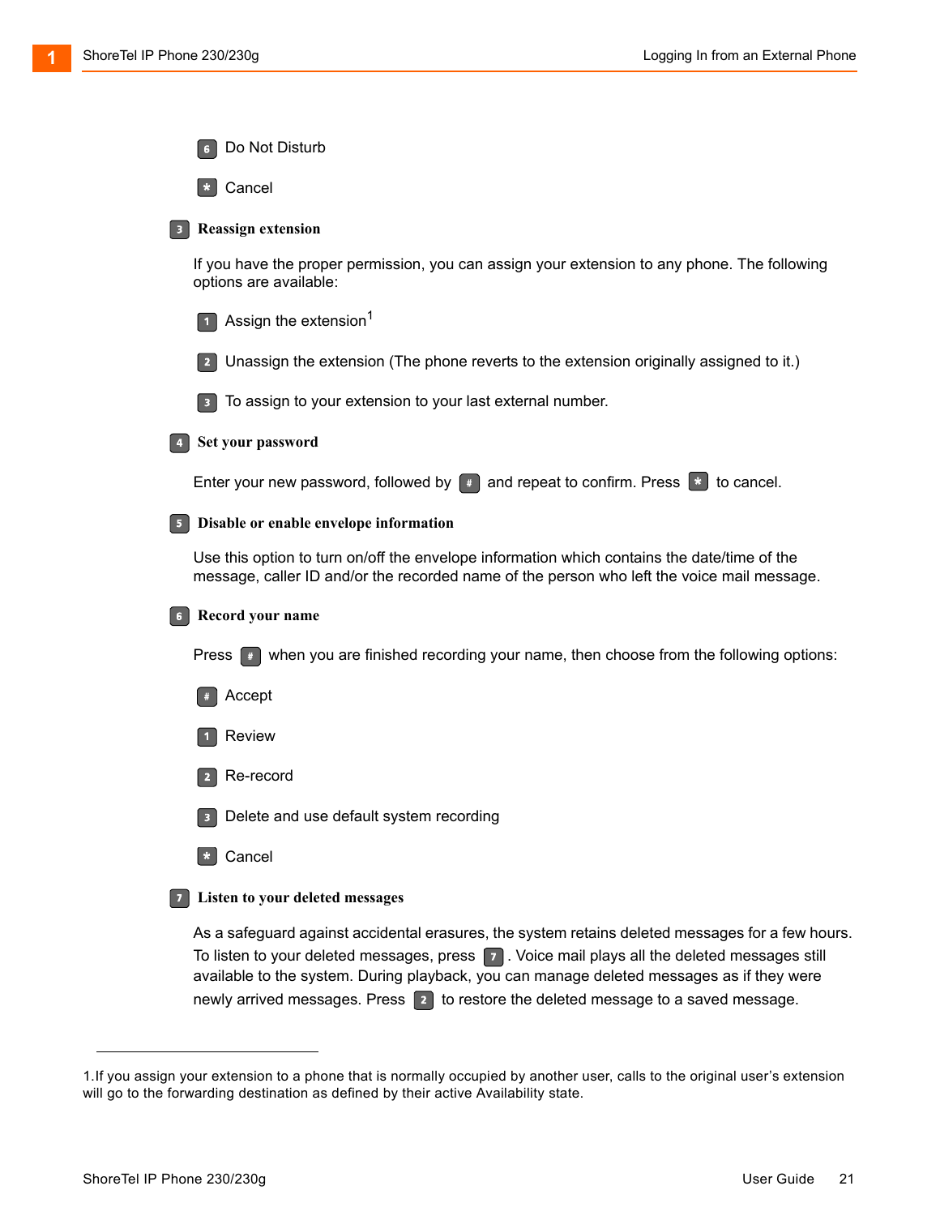- 6 Do Not Disturb
- * Cancel

**3 Reassign extension**

If you have the proper permission, you can assign your extension to any phone. The following options are available:

- 1 Assign the extension[1]
- 2 Unassign the extension (The phone reverts to the extension originally assigned to it.)
- 3 To assign to your extension to your last external number.

**4 Set your password**

Enter your new password, followed by # and repeat to confirm. Press * to cancel.

**5 Disable or enable envelope information**

Use this option to turn on/off the envelope information which contains the date/time of the message, caller ID and/or the recorded name of the person who left the voice mail message.

**6 Record your name**

Press # when you are finished recording your name, then choose from the following options:

- # Accept
- 1 Review
- 2 Re-record
- 3 Delete and use default system recording
- * Cancel

**7 Listen to your deleted messages**

As a safeguard against accidental erasures, the system retains deleted messages for a few hours. To listen to your deleted messages, press 7. Voice mail plays all the deleted messages still available to the system. During playback, you can manage deleted messages as if they were newly arrived messages. Press 2 to restore the deleted message to a saved message.

---

1.If you assign your extension to a phone that is normally occupied by another user, calls to the original user's extension will go to the forwarding destination as defined by their active Availability state.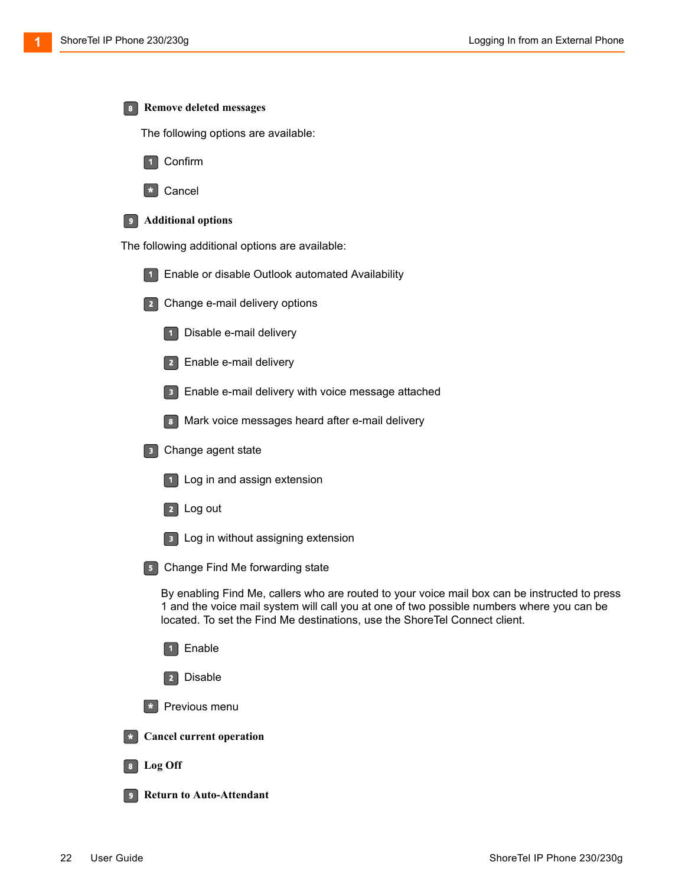**8 Remove deleted messages**

The following options are available:

- 1 Confirm
- * Cancel

**9 Additional options**

The following additional options are available:

- 1 Enable or disable Outlook automated Availability
- 2 Change e-mail delivery options
  - 1 Disable e-mail delivery
  - 2 Enable e-mail delivery
  - 3 Enable e-mail delivery with voice message attached
  - 8 Mark voice messages heard after e-mail delivery
- 3 Change agent state
  - 1 Log in and assign extension
  - 2 Log out
  - 3 Log in without assigning extension
- 5 Change Find Me forwarding state

  By enabling Find Me, callers who are routed to your voice mail box can be instructed to press 1 and the voice mail system will call you at one of two possible numbers where you can be located. To set the Find Me destinations, use the ShoreTel Connect client.

  - 1 Enable
  - 2 Disable
- * Previous menu

**\* Cancel current operation**

**8 Log Off**

**9 Return to Auto-Attendant**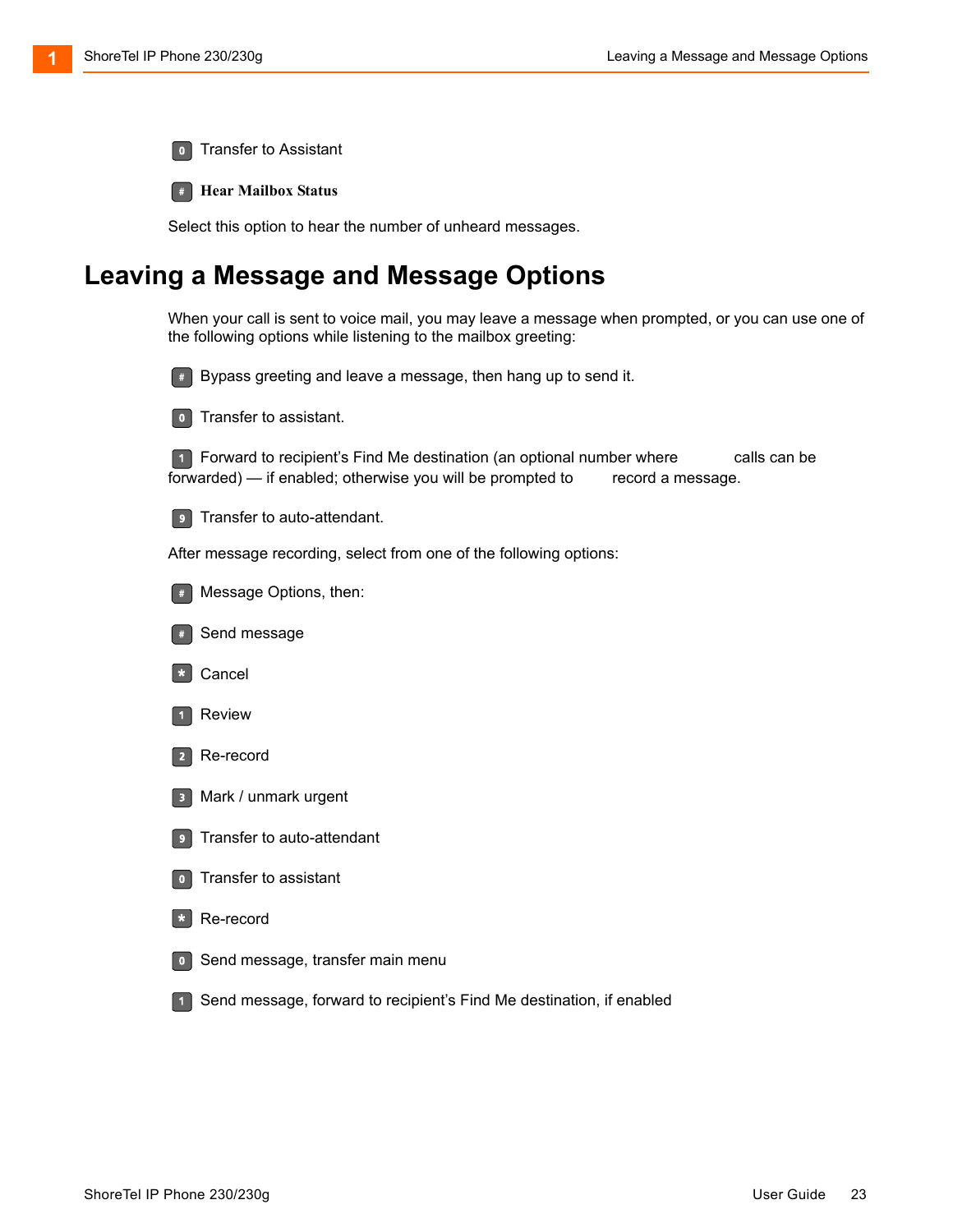0 Transfer to Assistant

**# Hear Mailbox Status**

Select this option to hear the number of unheard messages.

## Leaving a Message and Message Options

When your call is sent to voice mail, you may leave a message when prompted, or you can use one of the following options while listening to the mailbox greeting:

# Bypass greeting and leave a message, then hang up to send it.

0 Transfer to assistant.

1 Forward to recipient's Find Me destination (an optional number where calls can be forwarded) — if enabled; otherwise you will be prompted to record a message.

9 Transfer to auto-attendant.

After message recording, select from one of the following options:

# Message Options, then:

# Send message

* Cancel

1 Review

2 Re-record

3 Mark / unmark urgent

9 Transfer to auto-attendant

0 Transfer to assistant

* Re-record

0 Send message, transfer main menu

1 Send message, forward to recipient's Find Me destination, if enabled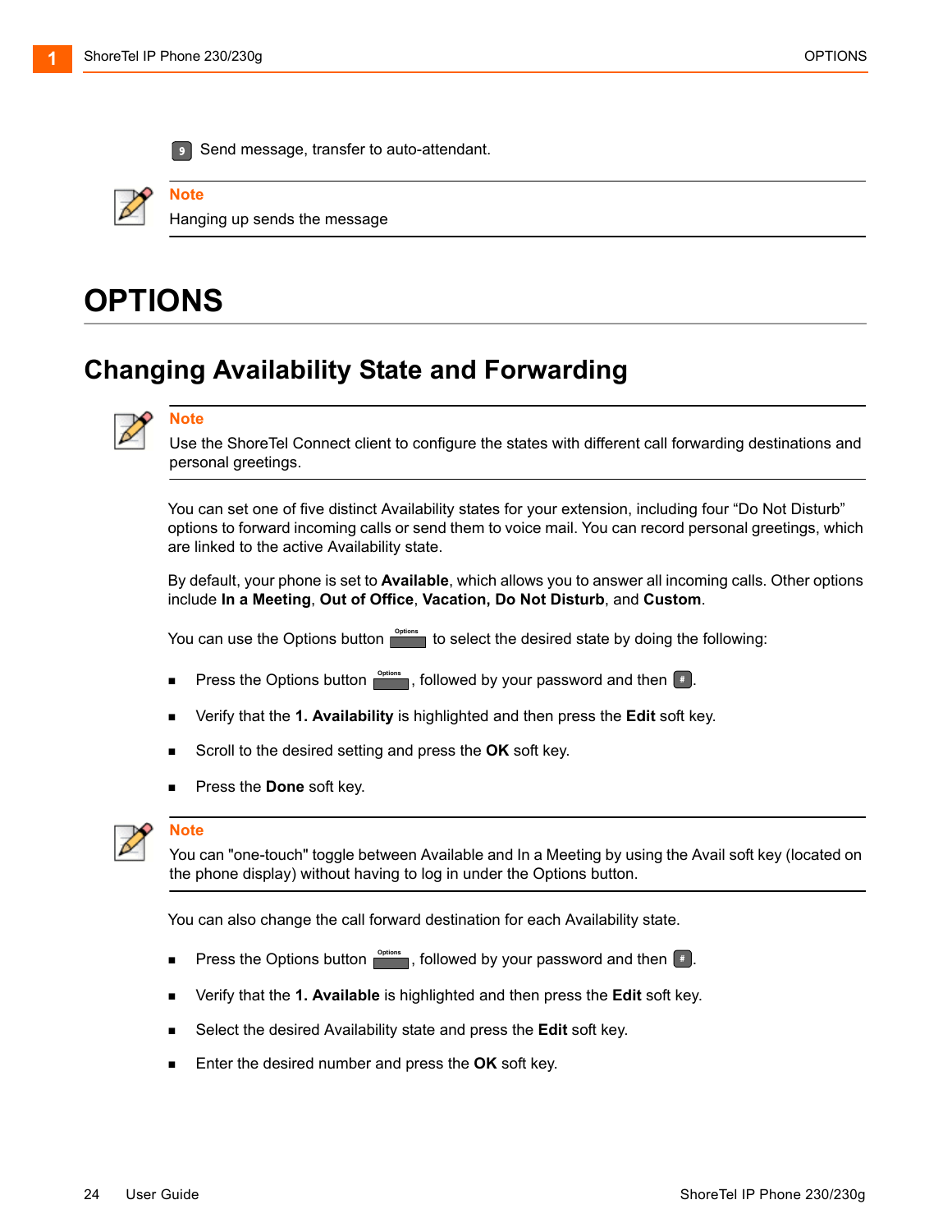9 Send message, transfer to auto-attendant.

**Note**
Hanging up sends the message

# OPTIONS

## Changing Availability State and Forwarding

**Note**
Use the ShoreTel Connect client to configure the states with different call forwarding destinations and personal greetings.

You can set one of five distinct Availability states for your extension, including four “Do Not Disturb” options to forward incoming calls or send them to voice mail. You can record personal greetings, which are linked to the active Availability state.

By default, your phone is set to **Available**, which allows you to answer all incoming calls. Other options include **In a Meeting**, **Out of Office**, **Vacation, Do Not Disturb**, and **Custom**.

You can use the Options button Options to select the desired state by doing the following:

- Press the Options button Options, followed by your password and then #.
- Verify that the **1. Availability** is highlighted and then press the **Edit** soft key.
- Scroll to the desired setting and press the **OK** soft key.
- Press the **Done** soft key.

**Note**
You can "one-touch" toggle between Available and In a Meeting by using the Avail soft key (located on the phone display) without having to log in under the Options button.

You can also change the call forward destination for each Availability state.

- Press the Options button Options, followed by your password and then #.
- Verify that the **1. Available** is highlighted and then press the **Edit** soft key.
- Select the desired Availability state and press the **Edit** soft key.
- Enter the desired number and press the **OK** soft key.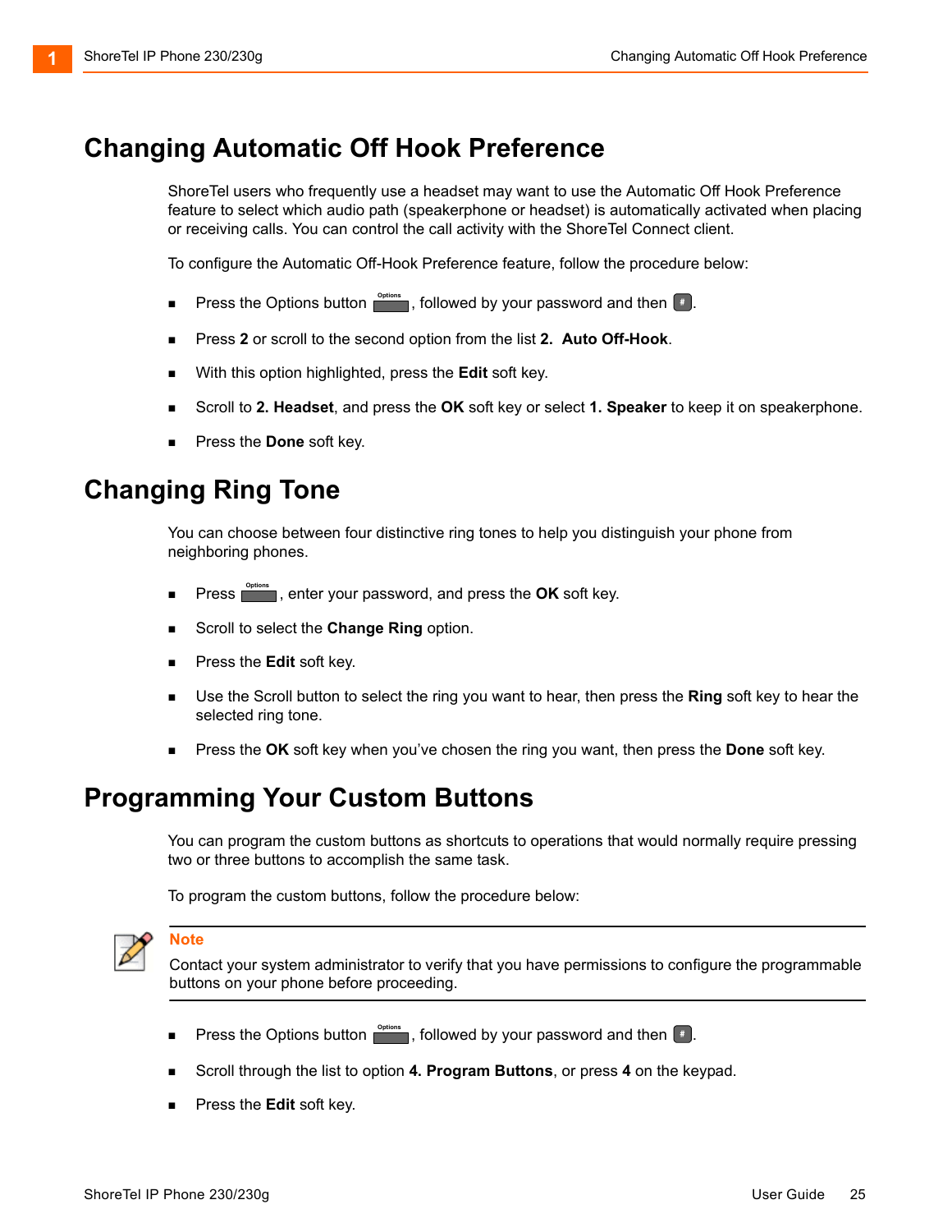# Changing Automatic Off Hook Preference

ShoreTel users who frequently use a headset may want to use the Automatic Off Hook Preference feature to select which audio path (speakerphone or headset) is automatically activated when placing or receiving calls. You can control the call activity with the ShoreTel Connect client.

To configure the Automatic Off-Hook Preference feature, follow the procedure below:

- Press the Options button, followed by your password and then #.
- Press **2** or scroll to the second option from the list **2. Auto Off-Hook**.
- With this option highlighted, press the **Edit** soft key.
- Scroll to **2. Headset**, and press the **OK** soft key or select **1. Speaker** to keep it on speakerphone.
- Press the **Done** soft key.

# Changing Ring Tone

You can choose between four distinctive ring tones to help you distinguish your phone from neighboring phones.

- Press Options, enter your password, and press the **OK** soft key.
- Scroll to select the **Change Ring** option.
- Press the **Edit** soft key.
- Use the Scroll button to select the ring you want to hear, then press the **Ring** soft key to hear the selected ring tone.
- Press the **OK** soft key when you've chosen the ring you want, then press the **Done** soft key.

# Programming Your Custom Buttons

You can program the custom buttons as shortcuts to operations that would normally require pressing two or three buttons to accomplish the same task.

To program the custom buttons, follow the procedure below:

**Note**

Contact your system administrator to verify that you have permissions to configure the programmable buttons on your phone before proceeding.

- Press the Options button, followed by your password and then #.
- Scroll through the list to option **4. Program Buttons**, or press **4** on the keypad.
- Press the **Edit** soft key.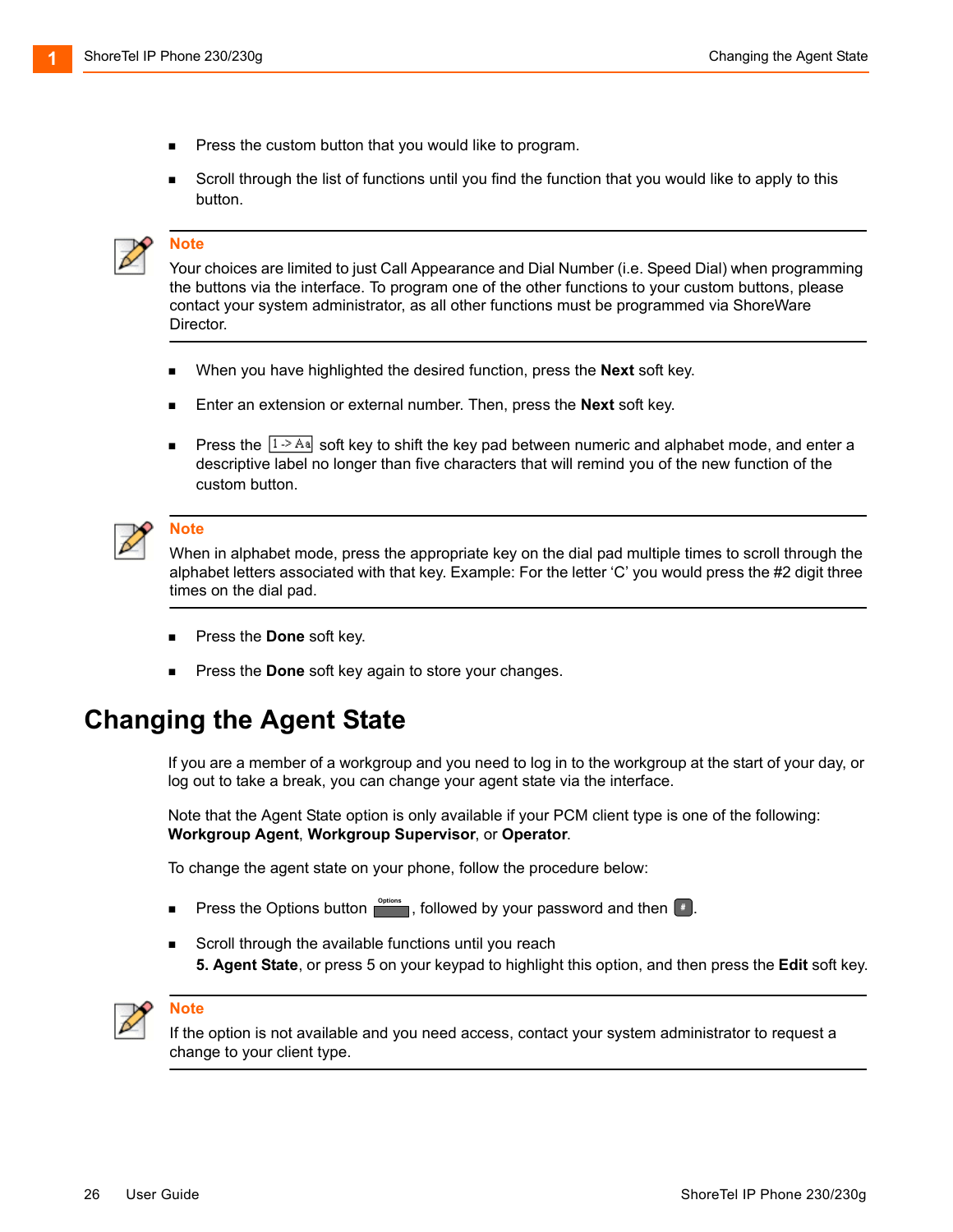- Press the custom button that you would like to program.
- Scroll through the list of functions until you find the function that you would like to apply to this button.

**Note**

Your choices are limited to just Call Appearance and Dial Number (i.e. Speed Dial) when programming the buttons via the interface. To program one of the other functions to your custom buttons, please contact your system administrator, as all other functions must be programmed via ShoreWare Director.

- When you have highlighted the desired function, press the **Next** soft key.
- Enter an extension or external number. Then, press the **Next** soft key.
- Press the 1 -> Aa soft key to shift the key pad between numeric and alphabet mode, and enter a descriptive label no longer than five characters that will remind you of the new function of the custom button.

**Note**

When in alphabet mode, press the appropriate key on the dial pad multiple times to scroll through the alphabet letters associated with that key. Example: For the letter 'C' you would press the #2 digit three times on the dial pad.

- Press the **Done** soft key.
- Press the **Done** soft key again to store your changes.

## Changing the Agent State

If you are a member of a workgroup and you need to log in to the workgroup at the start of your day, or log out to take a break, you can change your agent state via the interface.

Note that the Agent State option is only available if your PCM client type is one of the following: **Workgroup Agent**, **Workgroup Supervisor**, or **Operator**.

To change the agent state on your phone, follow the procedure below:

- Press the Options button (Options), followed by your password and then #.
- Scroll through the available functions until you reach **5. Agent State**, or press 5 on your keypad to highlight this option, and then press the **Edit** soft key.

**Note**

If the option is not available and you need access, contact your system administrator to request a change to your client type.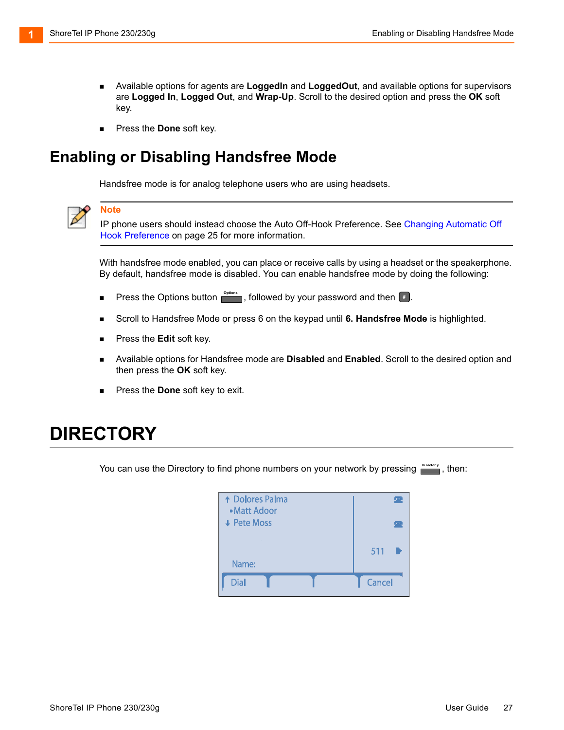- Available options for agents are **LoggedIn** and **LoggedOut**, and available options for supervisors are **Logged In**, **Logged Out**, and **Wrap-Up**. Scroll to the desired option and press the **OK** soft key.
- Press the **Done** soft key.

## Enabling or Disabling Handsfree Mode

Handsfree mode is for analog telephone users who are using headsets.

**Note**
IP phone users should instead choose the Auto Off-Hook Preference. See Changing Automatic Off Hook Preference on page 25 for more information.

With handsfree mode enabled, you can place or receive calls by using a headset or the speakerphone. By default, handsfree mode is disabled. You can enable handsfree mode by doing the following:

- Press the Options button, followed by your password and then #.
- Scroll to Handsfree Mode or press 6 on the keypad until **6. Handsfree Mode** is highlighted.
- Press the **Edit** soft key.
- Available options for Handsfree mode are **Disabled** and **Enabled**. Scroll to the desired option and then press the **OK** soft key.
- Press the **Done** soft key to exit.

# DIRECTORY

You can use the Directory to find phone numbers on your network by pressing Directory, then: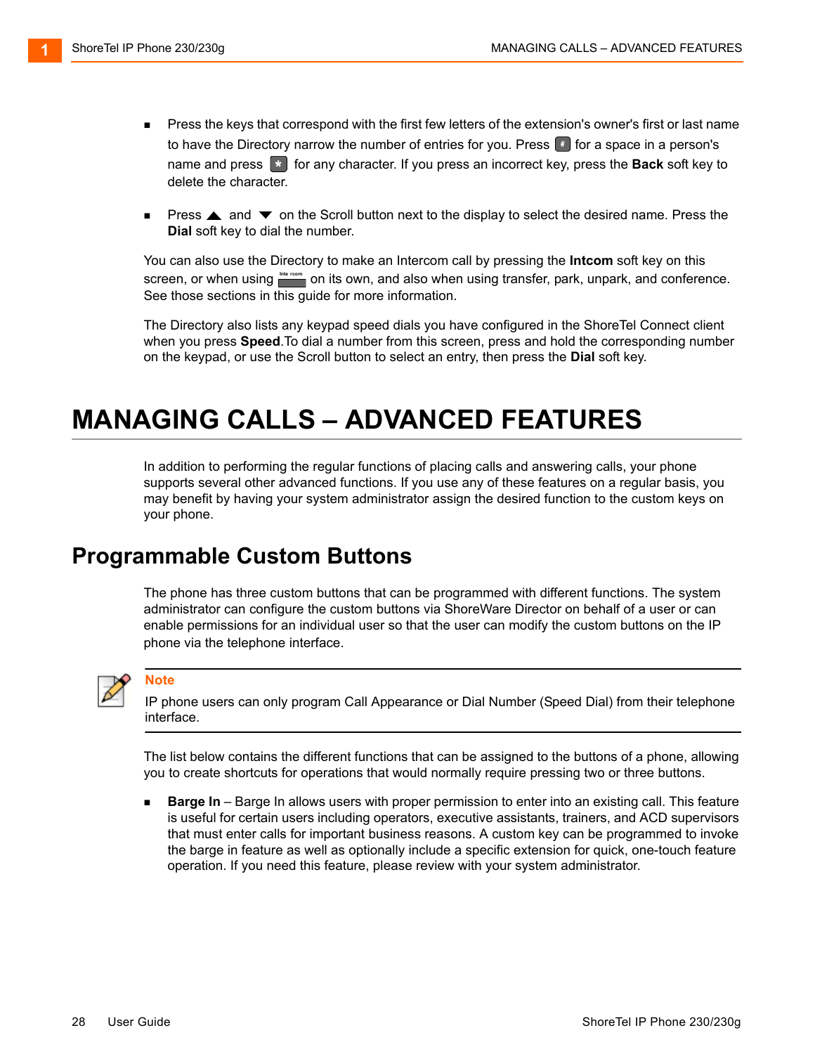- Press the keys that correspond with the first few letters of the extension's owner's first or last name to have the Directory narrow the number of entries for you. Press # for a space in a person's name and press * for any character. If you press an incorrect key, press the **Back** soft key to delete the character.
- Press ▲ and ▼ on the Scroll button next to the display to select the desired name. Press the **Dial** soft key to dial the number.

You can also use the Directory to make an Intercom call by pressing the **Intcom** soft key on this screen, or when using Intercom on its own, and also when using transfer, park, unpark, and conference. See those sections in this guide for more information.

The Directory also lists any keypad speed dials you have configured in the ShoreTel Connect client when you press **Speed**.To dial a number from this screen, press and hold the corresponding number on the keypad, or use the Scroll button to select an entry, then press the **Dial** soft key.

# MANAGING CALLS – ADVANCED FEATURES

In addition to performing the regular functions of placing calls and answering calls, your phone supports several other advanced functions. If you use any of these features on a regular basis, you may benefit by having your system administrator assign the desired function to the custom keys on your phone.

## Programmable Custom Buttons

The phone has three custom buttons that can be programmed with different functions. The system administrator can configure the custom buttons via ShoreWare Director on behalf of a user or can enable permissions for an individual user so that the user can modify the custom buttons on the IP phone via the telephone interface.

**Note**

IP phone users can only program Call Appearance or Dial Number (Speed Dial) from their telephone interface.

The list below contains the different functions that can be assigned to the buttons of a phone, allowing you to create shortcuts for operations that would normally require pressing two or three buttons.

- **Barge In** – Barge In allows users with proper permission to enter into an existing call. This feature is useful for certain users including operators, executive assistants, trainers, and ACD supervisors that must enter calls for important business reasons. A custom key can be programmed to invoke the barge in feature as well as optionally include a specific extension for quick, one-touch feature operation. If you need this feature, please review with your system administrator.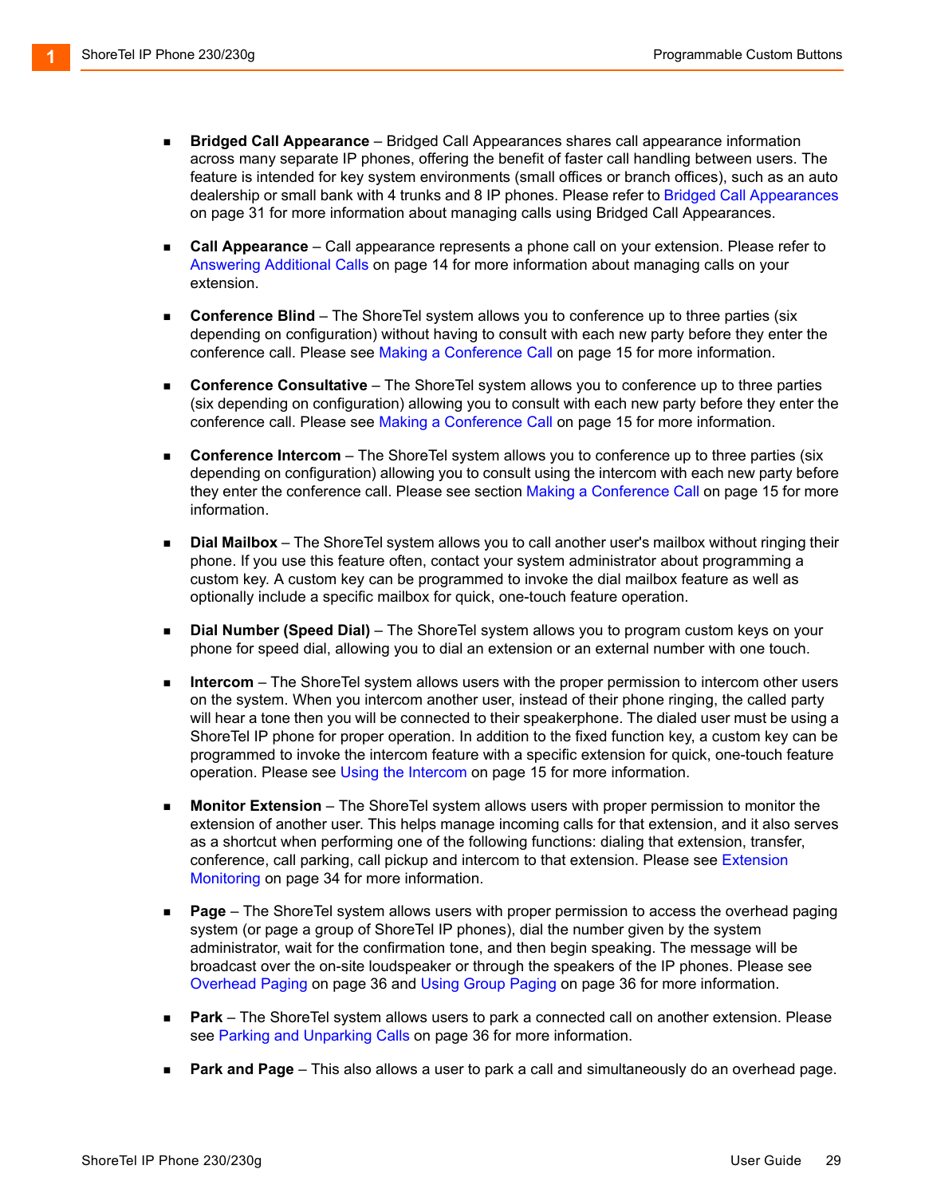- **Bridged Call Appearance** – Bridged Call Appearances shares call appearance information across many separate IP phones, offering the benefit of faster call handling between users. The feature is intended for key system environments (small offices or branch offices), such as an auto dealership or small bank with 4 trunks and 8 IP phones. Please refer to Bridged Call Appearances on page 31 for more information about managing calls using Bridged Call Appearances.

- **Call Appearance** – Call appearance represents a phone call on your extension. Please refer to Answering Additional Calls on page 14 for more information about managing calls on your extension.

- **Conference Blind** – The ShoreTel system allows you to conference up to three parties (six depending on configuration) without having to consult with each new party before they enter the conference call. Please see Making a Conference Call on page 15 for more information.

- **Conference Consultative** – The ShoreTel system allows you to conference up to three parties (six depending on configuration) allowing you to consult with each new party before they enter the conference call. Please see Making a Conference Call on page 15 for more information.

- **Conference Intercom** – The ShoreTel system allows you to conference up to three parties (six depending on configuration) allowing you to consult using the intercom with each new party before they enter the conference call. Please see section Making a Conference Call on page 15 for more information.

- **Dial Mailbox** – The ShoreTel system allows you to call another user's mailbox without ringing their phone. If you use this feature often, contact your system administrator about programming a custom key. A custom key can be programmed to invoke the dial mailbox feature as well as optionally include a specific mailbox for quick, one-touch feature operation.

- **Dial Number (Speed Dial)** – The ShoreTel system allows you to program custom keys on your phone for speed dial, allowing you to dial an extension or an external number with one touch.

- **Intercom** – The ShoreTel system allows users with the proper permission to intercom other users on the system. When you intercom another user, instead of their phone ringing, the called party will hear a tone then you will be connected to their speakerphone. The dialed user must be using a ShoreTel IP phone for proper operation. In addition to the fixed function key, a custom key can be programmed to invoke the intercom feature with a specific extension for quick, one-touch feature operation. Please see Using the Intercom on page 15 for more information.

- **Monitor Extension** – The ShoreTel system allows users with proper permission to monitor the extension of another user. This helps manage incoming calls for that extension, and it also serves as a shortcut when performing one of the following functions: dialing that extension, transfer, conference, call parking, call pickup and intercom to that extension. Please see Extension Monitoring on page 34 for more information.

- **Page** – The ShoreTel system allows users with proper permission to access the overhead paging system (or page a group of ShoreTel IP phones), dial the number given by the system administrator, wait for the confirmation tone, and then begin speaking. The message will be broadcast over the on-site loudspeaker or through the speakers of the IP phones. Please see Overhead Paging on page 36 and Using Group Paging on page 36 for more information.

- **Park** – The ShoreTel system allows users to park a connected call on another extension. Please see Parking and Unparking Calls on page 36 for more information.

- **Park and Page** – This also allows a user to park a call and simultaneously do an overhead page.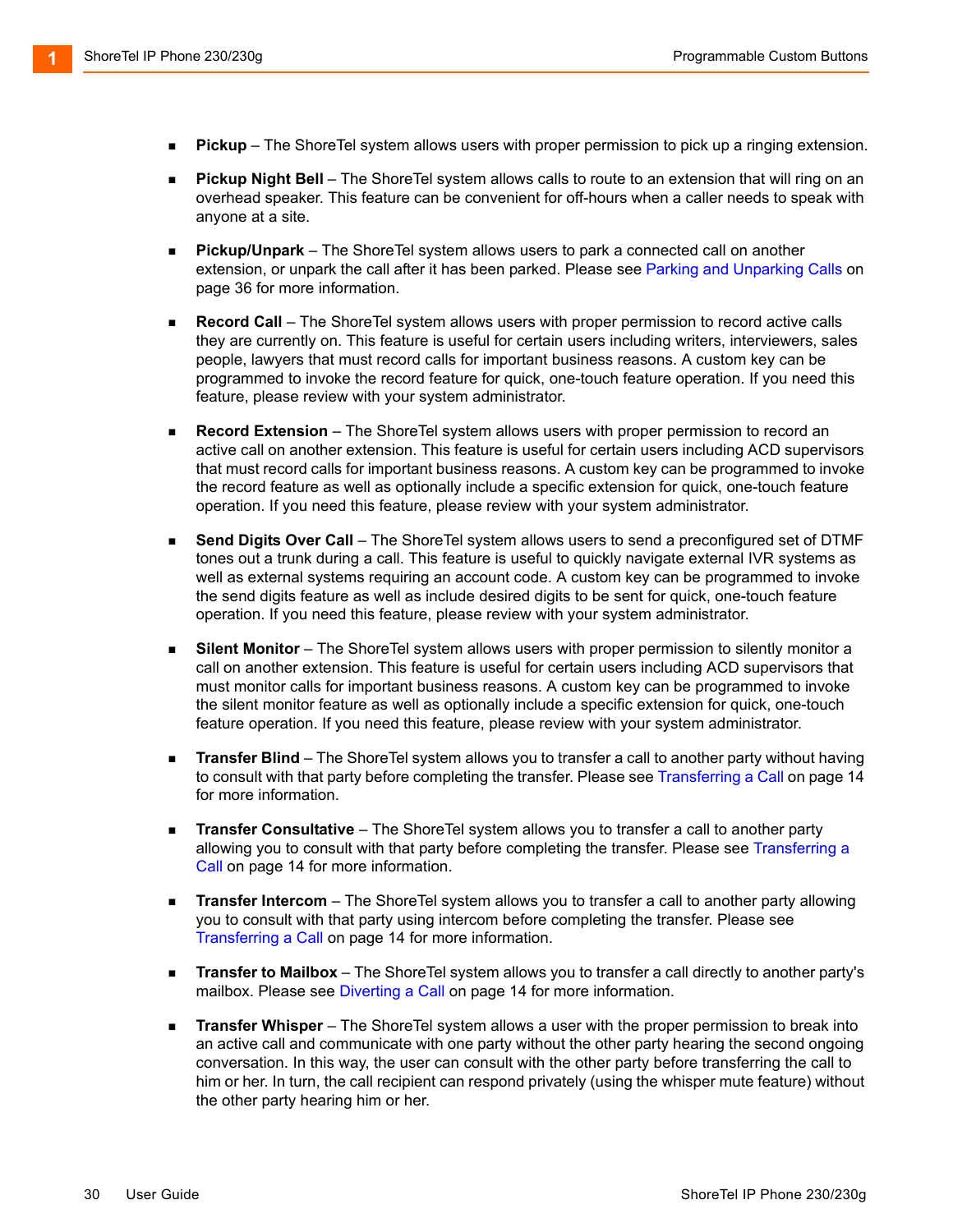- **Pickup** – The ShoreTel system allows users with proper permission to pick up a ringing extension.

- **Pickup Night Bell** – The ShoreTel system allows calls to route to an extension that will ring on an overhead speaker. This feature can be convenient for off-hours when a caller needs to speak with anyone at a site.

- **Pickup/Unpark** – The ShoreTel system allows users to park a connected call on another extension, or unpark the call after it has been parked. Please see Parking and Unparking Calls on page 36 for more information.

- **Record Call** – The ShoreTel system allows users with proper permission to record active calls they are currently on. This feature is useful for certain users including writers, interviewers, sales people, lawyers that must record calls for important business reasons. A custom key can be programmed to invoke the record feature for quick, one-touch feature operation. If you need this feature, please review with your system administrator.

- **Record Extension** – The ShoreTel system allows users with proper permission to record an active call on another extension. This feature is useful for certain users including ACD supervisors that must record calls for important business reasons. A custom key can be programmed to invoke the record feature as well as optionally include a specific extension for quick, one-touch feature operation. If you need this feature, please review with your system administrator.

- **Send Digits Over Call** – The ShoreTel system allows users to send a preconfigured set of DTMF tones out a trunk during a call. This feature is useful to quickly navigate external IVR systems as well as external systems requiring an account code. A custom key can be programmed to invoke the send digits feature as well as include desired digits to be sent for quick, one-touch feature operation. If you need this feature, please review with your system administrator.

- **Silent Monitor** – The ShoreTel system allows users with proper permission to silently monitor a call on another extension. This feature is useful for certain users including ACD supervisors that must monitor calls for important business reasons. A custom key can be programmed to invoke the silent monitor feature as well as optionally include a specific extension for quick, one-touch feature operation. If you need this feature, please review with your system administrator.

- **Transfer Blind** – The ShoreTel system allows you to transfer a call to another party without having to consult with that party before completing the transfer. Please see Transferring a Call on page 14 for more information.

- **Transfer Consultative** – The ShoreTel system allows you to transfer a call to another party allowing you to consult with that party before completing the transfer. Please see Transferring a Call on page 14 for more information.

- **Transfer Intercom** – The ShoreTel system allows you to transfer a call to another party allowing you to consult with that party using intercom before completing the transfer. Please see Transferring a Call on page 14 for more information.

- **Transfer to Mailbox** – The ShoreTel system allows you to transfer a call directly to another party's mailbox. Please see Diverting a Call on page 14 for more information.

- **Transfer Whisper** – The ShoreTel system allows a user with the proper permission to break into an active call and communicate with one party without the other party hearing the second ongoing conversation. In this way, the user can consult with the other party before transferring the call to him or her. In turn, the call recipient can respond privately (using the whisper mute feature) without the other party hearing him or her.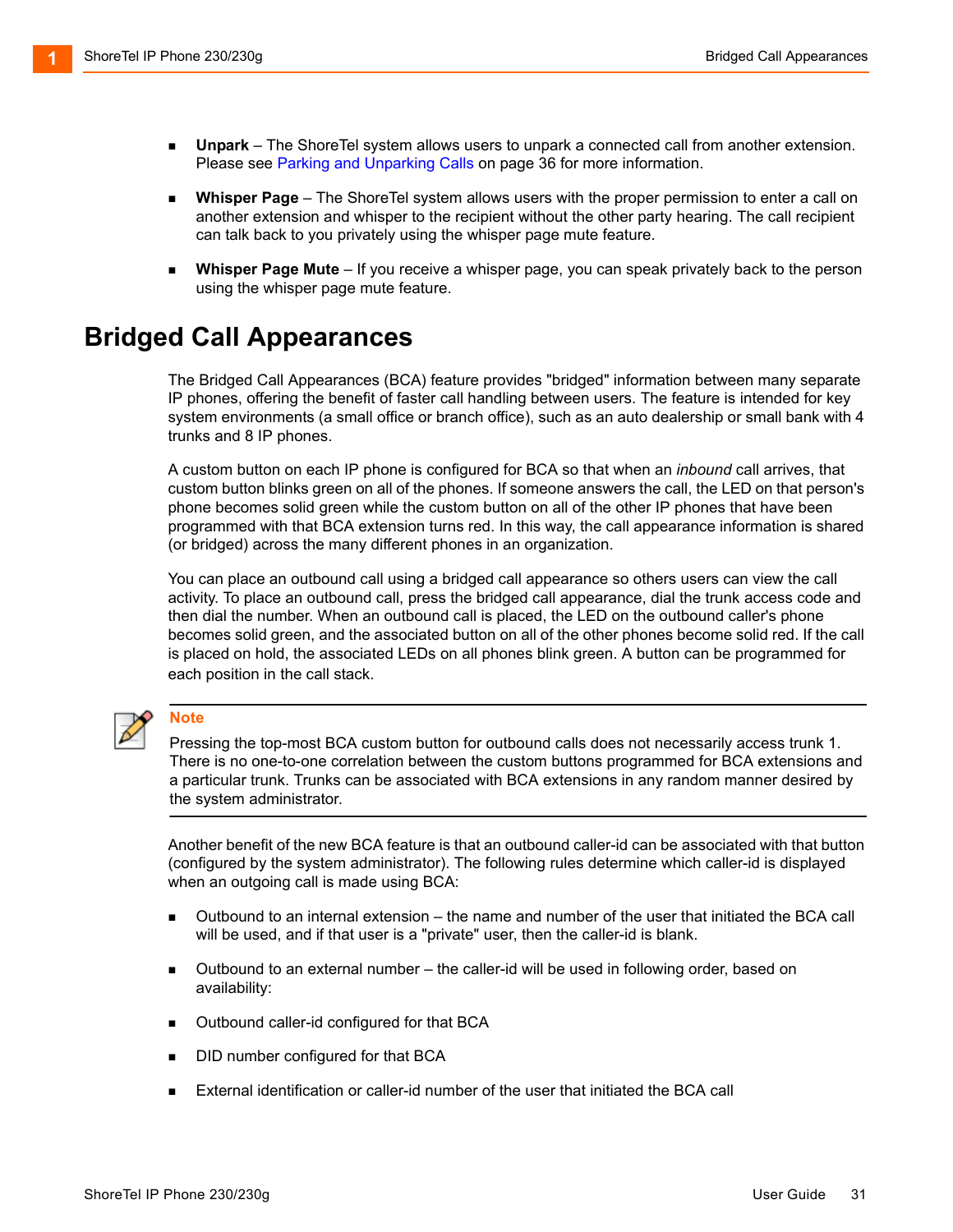- **Unpark** – The ShoreTel system allows users to unpark a connected call from another extension. Please see Parking and Unparking Calls on page 36 for more information.

- **Whisper Page** – The ShoreTel system allows users with the proper permission to enter a call on another extension and whisper to the recipient without the other party hearing. The call recipient can talk back to you privately using the whisper page mute feature.

- **Whisper Page Mute** – If you receive a whisper page, you can speak privately back to the person using the whisper page mute feature.

# Bridged Call Appearances

The Bridged Call Appearances (BCA) feature provides "bridged" information between many separate IP phones, offering the benefit of faster call handling between users. The feature is intended for key system environments (a small office or branch office), such as an auto dealership or small bank with 4 trunks and 8 IP phones.

A custom button on each IP phone is configured for BCA so that when an *inbound* call arrives, that custom button blinks green on all of the phones. If someone answers the call, the LED on that person's phone becomes solid green while the custom button on all of the other IP phones that have been programmed with that BCA extension turns red. In this way, the call appearance information is shared (or bridged) across the many different phones in an organization.

You can place an outbound call using a bridged call appearance so others users can view the call activity. To place an outbound call, press the bridged call appearance, dial the trunk access code and then dial the number. When an outbound call is placed, the LED on the outbound caller's phone becomes solid green, and the associated button on all of the other phones become solid red. If the call is placed on hold, the associated LEDs on all phones blink green. A button can be programmed for each position in the call stack.

> **Note**
>
> Pressing the top-most BCA custom button for outbound calls does not necessarily access trunk 1. There is no one-to-one correlation between the custom buttons programmed for BCA extensions and a particular trunk. Trunks can be associated with BCA extensions in any random manner desired by the system administrator.

Another benefit of the new BCA feature is that an outbound caller-id can be associated with that button (configured by the system administrator). The following rules determine which caller-id is displayed when an outgoing call is made using BCA:

- Outbound to an internal extension – the name and number of the user that initiated the BCA call will be used, and if that user is a "private" user, then the caller-id is blank.

- Outbound to an external number – the caller-id will be used in following order, based on availability:

- Outbound caller-id configured for that BCA

- DID number configured for that BCA

- External identification or caller-id number of the user that initiated the BCA call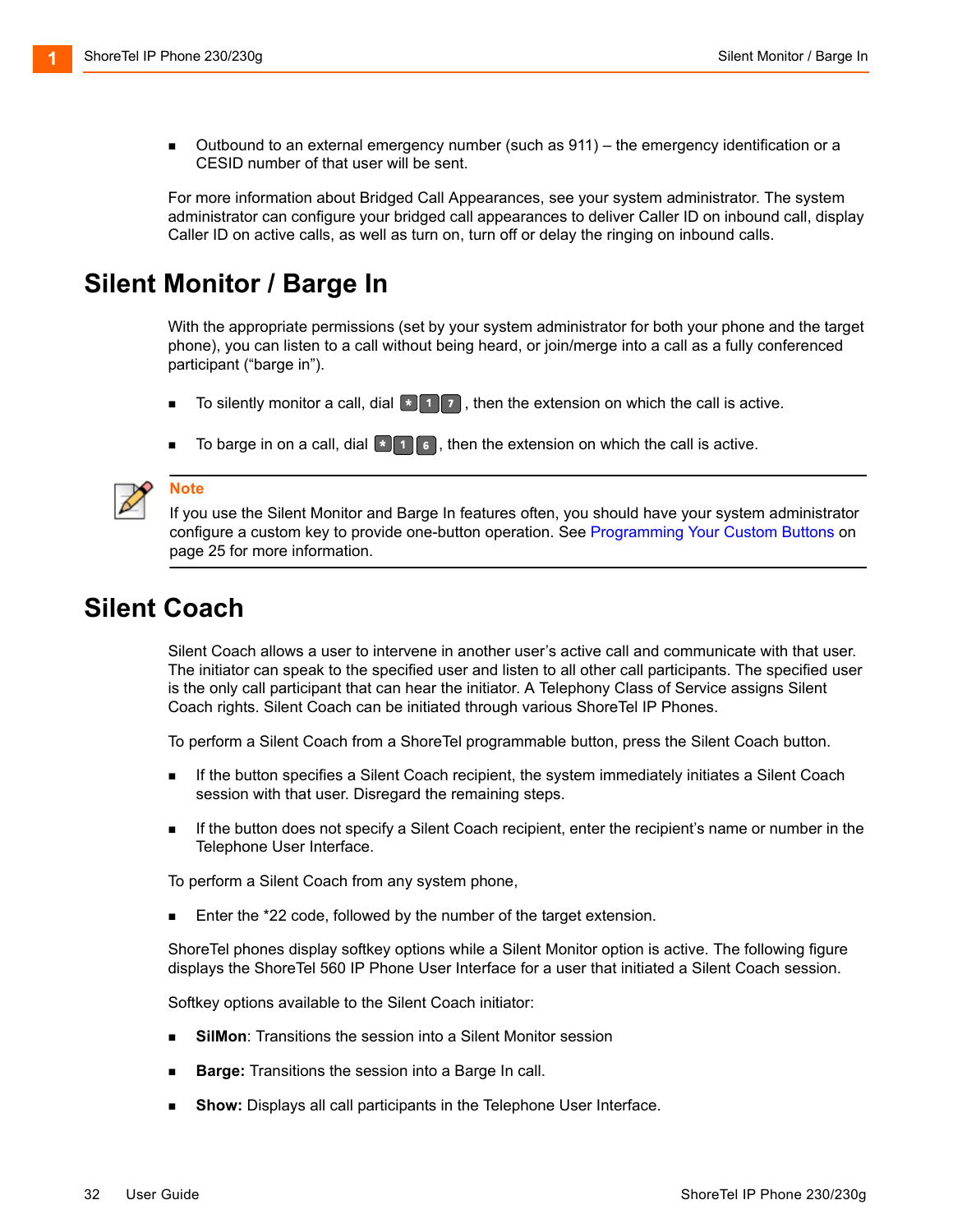- Outbound to an external emergency number (such as 911) – the emergency identification or a CESID number of that user will be sent.

For more information about Bridged Call Appearances, see your system administrator. The system administrator can configure your bridged call appearances to deliver Caller ID on inbound call, display Caller ID on active calls, as well as turn on, turn off or delay the ringing on inbound calls.

## Silent Monitor / Barge In

With the appropriate permissions (set by your system administrator for both your phone and the target phone), you can listen to a call without being heard, or join/merge into a call as a fully conferenced participant ("barge in").

- To silently monitor a call, dial * 1 7, then the extension on which the call is active.
- To barge in on a call, dial * 1 6, then the extension on which the call is active.

**Note**

If you use the Silent Monitor and Barge In features often, you should have your system administrator configure a custom key to provide one-button operation. See Programming Your Custom Buttons on page 25 for more information.

## Silent Coach

Silent Coach allows a user to intervene in another user's active call and communicate with that user. The initiator can speak to the specified user and listen to all other call participants. The specified user is the only call participant that can hear the initiator. A Telephony Class of Service assigns Silent Coach rights. Silent Coach can be initiated through various ShoreTel IP Phones.

To perform a Silent Coach from a ShoreTel programmable button, press the Silent Coach button.

- If the button specifies a Silent Coach recipient, the system immediately initiates a Silent Coach session with that user. Disregard the remaining steps.
- If the button does not specify a Silent Coach recipient, enter the recipient's name or number in the Telephone User Interface.

To perform a Silent Coach from any system phone,

- Enter the *22 code, followed by the number of the target extension.

ShoreTel phones display softkey options while a Silent Monitor option is active. The following figure displays the ShoreTel 560 IP Phone User Interface for a user that initiated a Silent Coach session.

Softkey options available to the Silent Coach initiator:

- **SilMon**: Transitions the session into a Silent Monitor session
- **Barge:** Transitions the session into a Barge In call.
- **Show:** Displays all call participants in the Telephone User Interface.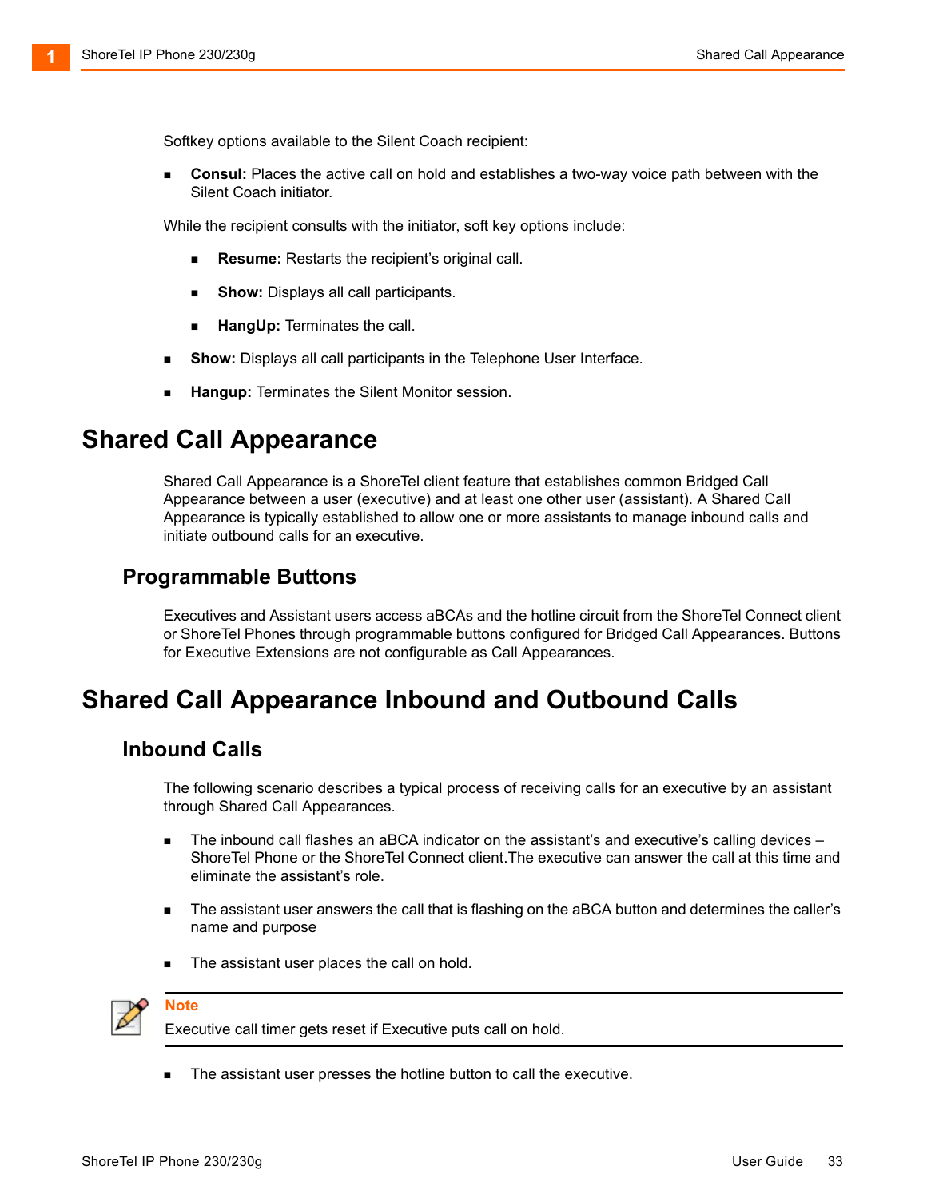Softkey options available to the Silent Coach recipient:

- **Consul:** Places the active call on hold and establishes a two-way voice path between with the Silent Coach initiator.

While the recipient consults with the initiator, soft key options include:

  - **Resume:** Restarts the recipient's original call.
  - **Show:** Displays all call participants.
  - **HangUp:** Terminates the call.

- **Show:** Displays all call participants in the Telephone User Interface.
- **Hangup:** Terminates the Silent Monitor session.

# Shared Call Appearance

Shared Call Appearance is a ShoreTel client feature that establishes common Bridged Call Appearance between a user (executive) and at least one other user (assistant). A Shared Call Appearance is typically established to allow one or more assistants to manage inbound calls and initiate outbound calls for an executive.

## Programmable Buttons

Executives and Assistant users access aBCAs and the hotline circuit from the ShoreTel Connect client or ShoreTel Phones through programmable buttons configured for Bridged Call Appearances. Buttons for Executive Extensions are not configurable as Call Appearances.

# Shared Call Appearance Inbound and Outbound Calls

## Inbound Calls

The following scenario describes a typical process of receiving calls for an executive by an assistant through Shared Call Appearances.

- The inbound call flashes an aBCA indicator on the assistant's and executive's calling devices – ShoreTel Phone or the ShoreTel Connect client.The executive can answer the call at this time and eliminate the assistant's role.
- The assistant user answers the call that is flashing on the aBCA button and determines the caller's name and purpose
- The assistant user places the call on hold.

**Note**

Executive call timer gets reset if Executive puts call on hold.

- The assistant user presses the hotline button to call the executive.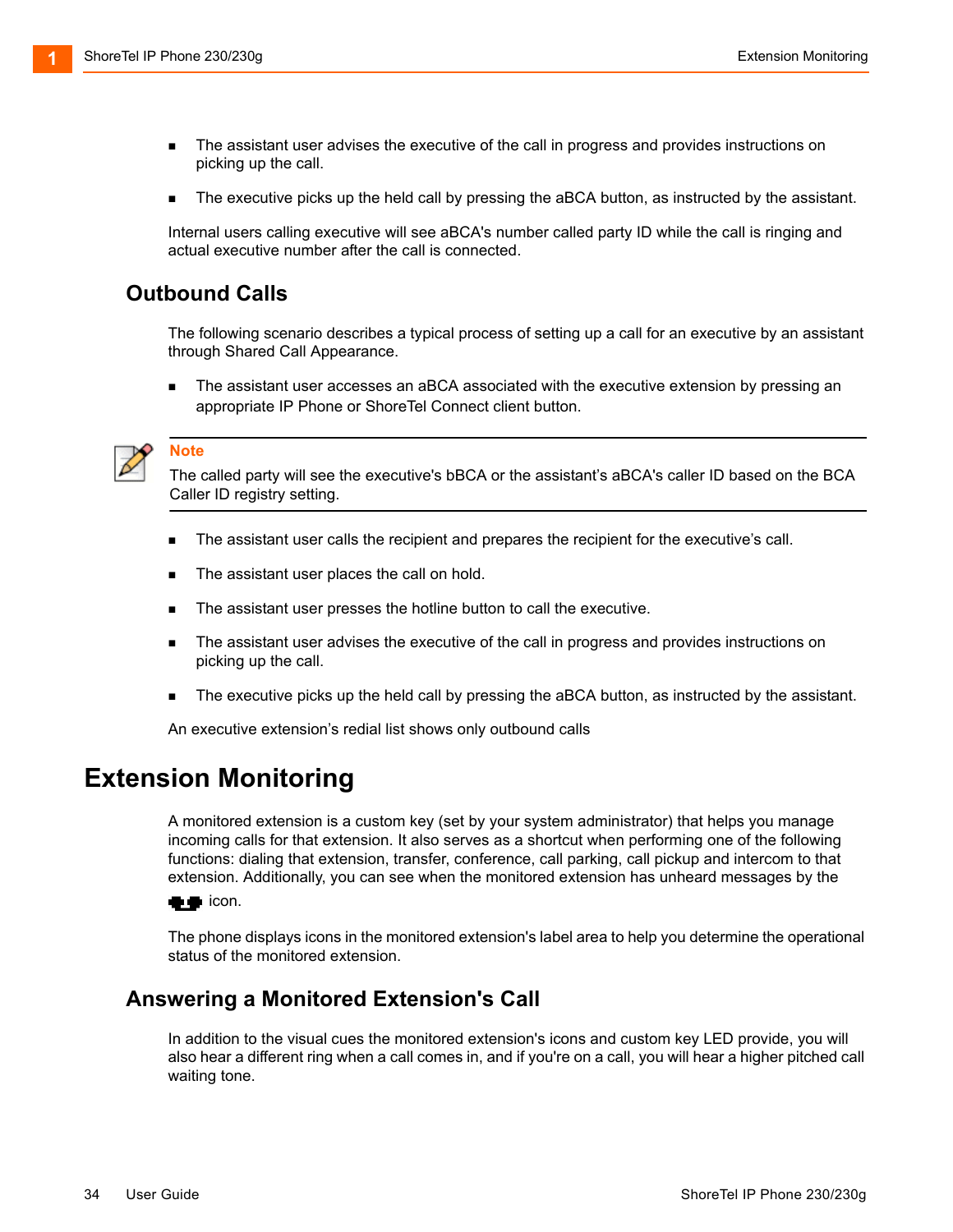- The assistant user advises the executive of the call in progress and provides instructions on picking up the call.
- The executive picks up the held call by pressing the aBCA button, as instructed by the assistant.

Internal users calling executive will see aBCA's number called party ID while the call is ringing and actual executive number after the call is connected.

## Outbound Calls

The following scenario describes a typical process of setting up a call for an executive by an assistant through Shared Call Appearance.

- The assistant user accesses an aBCA associated with the executive extension by pressing an appropriate IP Phone or ShoreTel Connect client button.

> **Note**
> The called party will see the executive's bBCA or the assistant's aBCA's caller ID based on the BCA Caller ID registry setting.

- The assistant user calls the recipient and prepares the recipient for the executive's call.
- The assistant user places the call on hold.
- The assistant user presses the hotline button to call the executive.
- The assistant user advises the executive of the call in progress and provides instructions on picking up the call.
- The executive picks up the held call by pressing the aBCA button, as instructed by the assistant.

An executive extension's redial list shows only outbound calls

# Extension Monitoring

A monitored extension is a custom key (set by your system administrator) that helps you manage incoming calls for that extension. It also serves as a shortcut when performing one of the following functions: dialing that extension, transfer, conference, call parking, call pickup and intercom to that extension. Additionally, you can see when the monitored extension has unheard messages by the icon.

The phone displays icons in the monitored extension's label area to help you determine the operational status of the monitored extension.

## Answering a Monitored Extension's Call

In addition to the visual cues the monitored extension's icons and custom key LED provide, you will also hear a different ring when a call comes in, and if you're on a call, you will hear a higher pitched call waiting tone.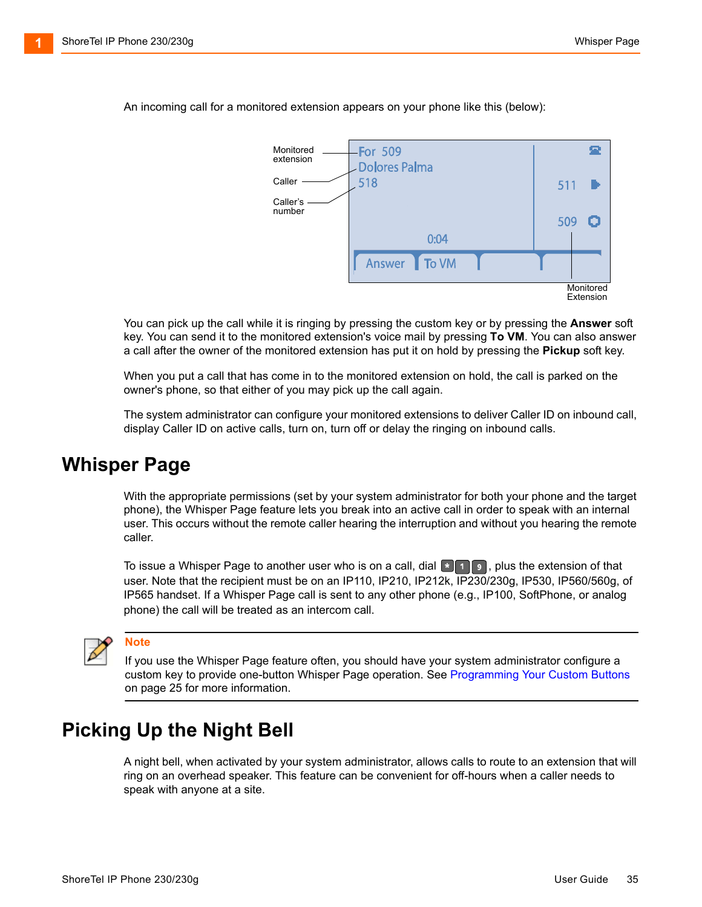An incoming call for a monitored extension appears on your phone like this (below):

You can pick up the call while it is ringing by pressing the custom key or by pressing the **Answer** soft key. You can send it to the monitored extension's voice mail by pressing **To VM**. You can also answer a call after the owner of the monitored extension has put it on hold by pressing the **Pickup** soft key.

When you put a call that has come in to the monitored extension on hold, the call is parked on the owner's phone, so that either of you may pick up the call again.

The system administrator can configure your monitored extensions to deliver Caller ID on inbound call, display Caller ID on active calls, turn on, turn off or delay the ringing on inbound calls.

## Whisper Page

With the appropriate permissions (set by your system administrator for both your phone and the target phone), the Whisper Page feature lets you break into an active call in order to speak with an internal user. This occurs without the remote caller hearing the interruption and without you hearing the remote caller.

To issue a Whisper Page to another user who is on a call, dial * 1 9, plus the extension of that user. Note that the recipient must be on an IP110, IP210, IP212k, IP230/230g, IP530, IP560/560g, of IP565 handset. If a Whisper Page call is sent to any other phone (e.g., IP100, SoftPhone, or analog phone) the call will be treated as an intercom call.

**Note**

If you use the Whisper Page feature often, you should have your system administrator configure a custom key to provide one-button Whisper Page operation. See Programming Your Custom Buttons on page 25 for more information.

## Picking Up the Night Bell

A night bell, when activated by your system administrator, allows calls to route to an extension that will ring on an overhead speaker. This feature can be convenient for off-hours when a caller needs to speak with anyone at a site.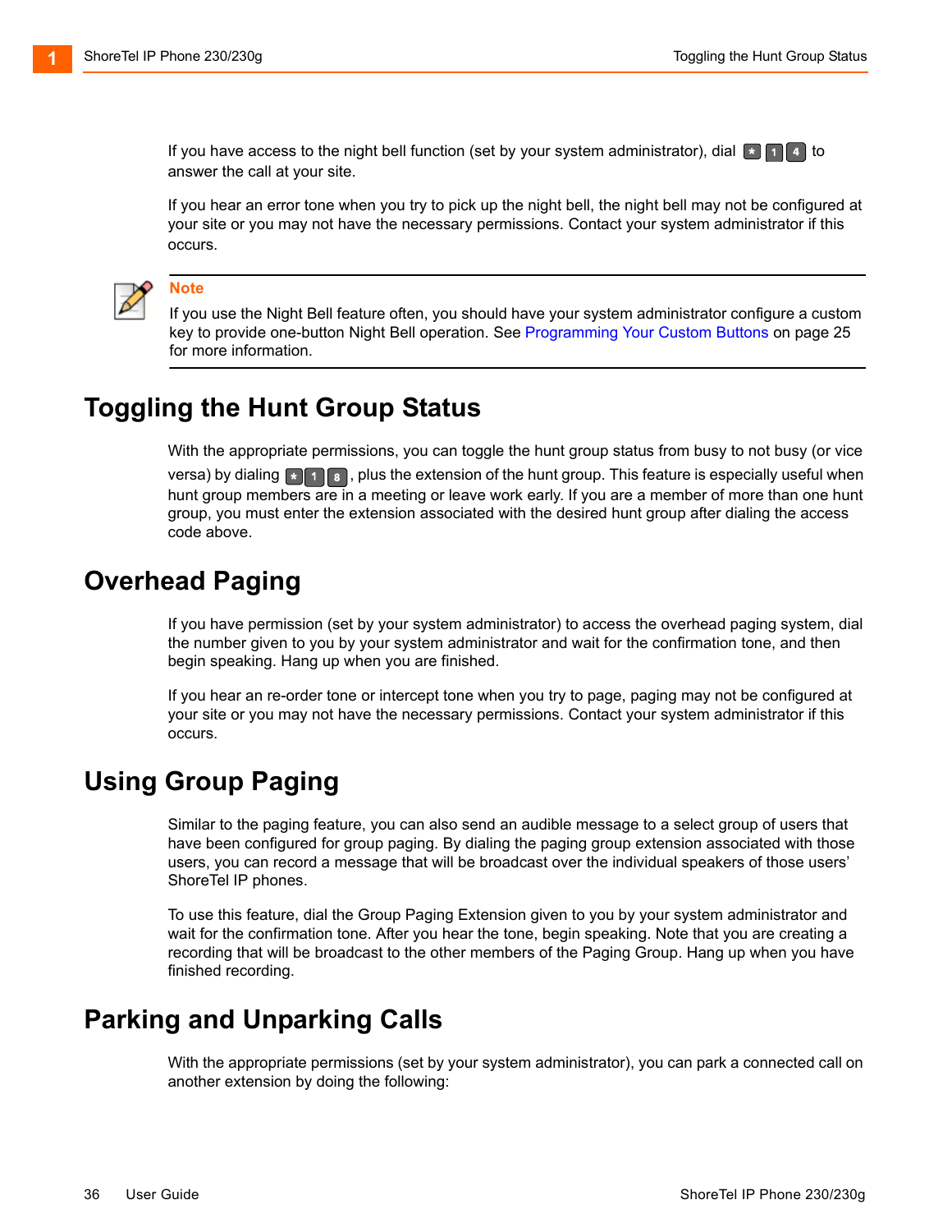If you have access to the night bell function (set by your system administrator), dial * 1 4 to answer the call at your site.

If you hear an error tone when you try to pick up the night bell, the night bell may not be configured at your site or you may not have the necessary permissions. Contact your system administrator if this occurs.

---

**Note**

If you use the Night Bell feature often, you should have your system administrator configure a custom key to provide one-button Night Bell operation. See Programming Your Custom Buttons on page 25 for more information.

---

## Toggling the Hunt Group Status

With the appropriate permissions, you can toggle the hunt group status from busy to not busy (or vice versa) by dialing * 1 8, plus the extension of the hunt group. This feature is especially useful when hunt group members are in a meeting or leave work early. If you are a member of more than one hunt group, you must enter the extension associated with the desired hunt group after dialing the access code above.

## Overhead Paging

If you have permission (set by your system administrator) to access the overhead paging system, dial the number given to you by your system administrator and wait for the confirmation tone, and then begin speaking. Hang up when you are finished.

If you hear an re-order tone or intercept tone when you try to page, paging may not be configured at your site or you may not have the necessary permissions. Contact your system administrator if this occurs.

## Using Group Paging

Similar to the paging feature, you can also send an audible message to a select group of users that have been configured for group paging. By dialing the paging group extension associated with those users, you can record a message that will be broadcast over the individual speakers of those users' ShoreTel IP phones.

To use this feature, dial the Group Paging Extension given to you by your system administrator and wait for the confirmation tone. After you hear the tone, begin speaking. Note that you are creating a recording that will be broadcast to the other members of the Paging Group. Hang up when you have finished recording.

## Parking and Unparking Calls

With the appropriate permissions (set by your system administrator), you can park a connected call on another extension by doing the following: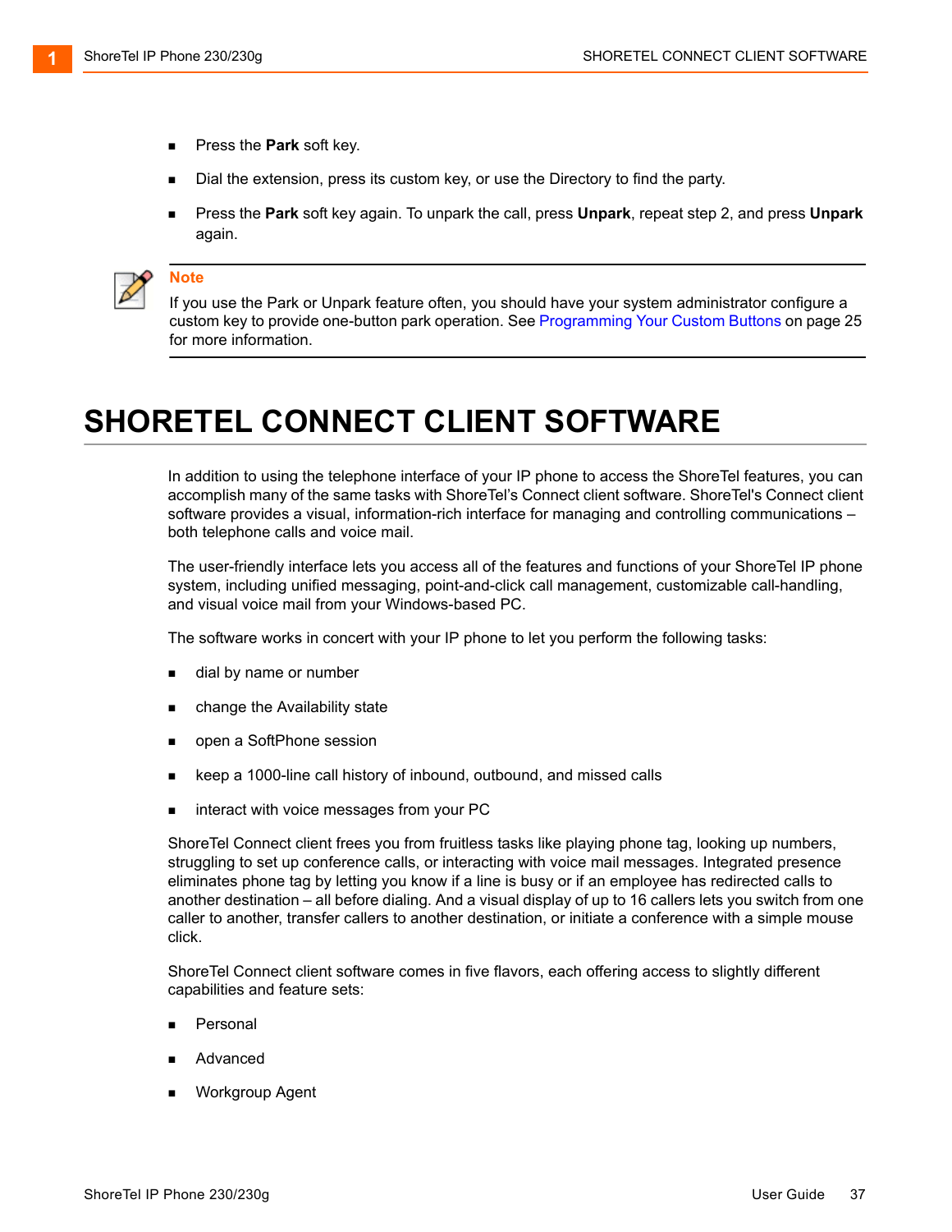- Press the **Park** soft key.
- Dial the extension, press its custom key, or use the Directory to find the party.
- Press the **Park** soft key again. To unpark the call, press **Unpark**, repeat step 2, and press **Unpark** again.

**Note**

If you use the Park or Unpark feature often, you should have your system administrator configure a custom key to provide one-button park operation. See Programming Your Custom Buttons on page 25 for more information.

# SHORETEL CONNECT CLIENT SOFTWARE

In addition to using the telephone interface of your IP phone to access the ShoreTel features, you can accomplish many of the same tasks with ShoreTel's Connect client software. ShoreTel's Connect client software provides a visual, information-rich interface for managing and controlling communications – both telephone calls and voice mail.

The user-friendly interface lets you access all of the features and functions of your ShoreTel IP phone system, including unified messaging, point-and-click call management, customizable call-handling, and visual voice mail from your Windows-based PC.

The software works in concert with your IP phone to let you perform the following tasks:

- dial by name or number
- change the Availability state
- open a SoftPhone session
- keep a 1000-line call history of inbound, outbound, and missed calls
- interact with voice messages from your PC

ShoreTel Connect client frees you from fruitless tasks like playing phone tag, looking up numbers, struggling to set up conference calls, or interacting with voice mail messages. Integrated presence eliminates phone tag by letting you know if a line is busy or if an employee has redirected calls to another destination – all before dialing. And a visual display of up to 16 callers lets you switch from one caller to another, transfer callers to another destination, or initiate a conference with a simple mouse click.

ShoreTel Connect client software comes in five flavors, each offering access to slightly different capabilities and feature sets:

- Personal
- Advanced
- Workgroup Agent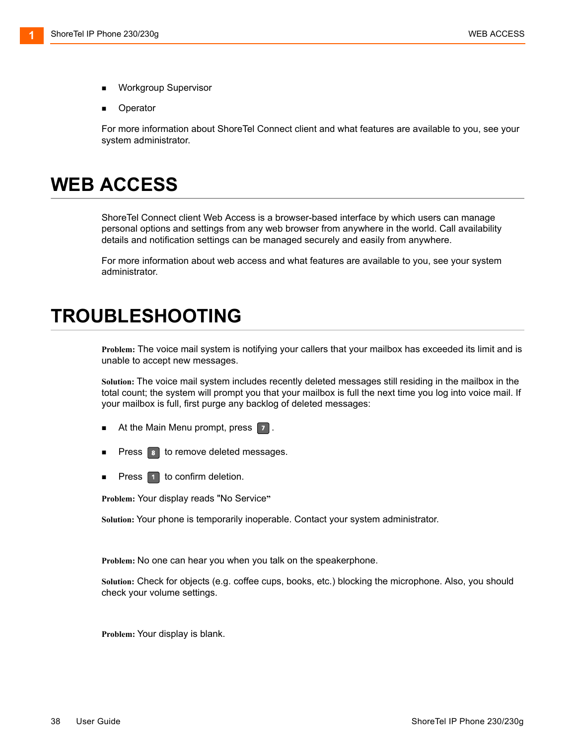- Workgroup Supervisor
- Operator

For more information about ShoreTel Connect client and what features are available to you, see your system administrator.

# WEB ACCESS

ShoreTel Connect client Web Access is a browser-based interface by which users can manage personal options and settings from any web browser from anywhere in the world. Call availability details and notification settings can be managed securely and easily from anywhere.

For more information about web access and what features are available to you, see your system administrator.

# TROUBLESHOOTING

**Problem:** The voice mail system is notifying your callers that your mailbox has exceeded its limit and is unable to accept new messages.

**Solution:** The voice mail system includes recently deleted messages still residing in the mailbox in the total count; the system will prompt you that your mailbox is full the next time you log into voice mail. If your mailbox is full, first purge any backlog of deleted messages:

- At the Main Menu prompt, press 7.
- Press 8 to remove deleted messages.
- Press 1 to confirm deletion.

**Problem:** Your display reads "No Service"

**Solution:** Your phone is temporarily inoperable. Contact your system administrator.

**Problem:** No one can hear you when you talk on the speakerphone.

**Solution:** Check for objects (e.g. coffee cups, books, etc.) blocking the microphone. Also, you should check your volume settings.

**Problem:** Your display is blank.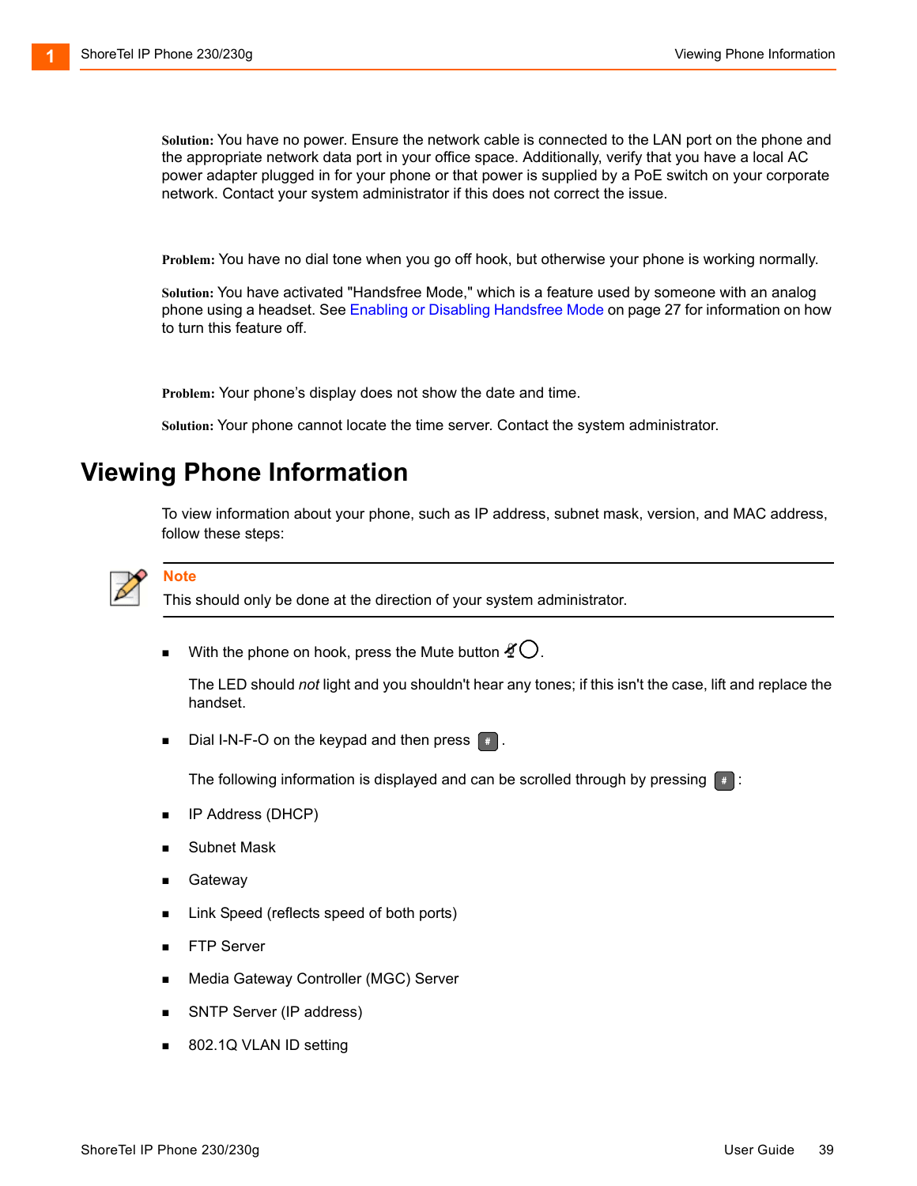**Solution:** You have no power. Ensure the network cable is connected to the LAN port on the phone and the appropriate network data port in your office space. Additionally, verify that you have a local AC power adapter plugged in for your phone or that power is supplied by a PoE switch on your corporate network. Contact your system administrator if this does not correct the issue.

**Problem:** You have no dial tone when you go off hook, but otherwise your phone is working normally.

**Solution:** You have activated "Handsfree Mode," which is a feature used by someone with an analog phone using a headset. See Enabling or Disabling Handsfree Mode on page 27 for information on how to turn this feature off.

**Problem:** Your phone's display does not show the date and time.

**Solution:** Your phone cannot locate the time server. Contact the system administrator.

## Viewing Phone Information

To view information about your phone, such as IP address, subnet mask, version, and MAC address, follow these steps:

**Note**

This should only be done at the direction of your system administrator.

- With the phone on hook, press the Mute button.

  The LED should *not* light and you shouldn't hear any tones; if this isn't the case, lift and replace the handset.

- Dial I-N-F-O on the keypad and then press #.

  The following information is displayed and can be scrolled through by pressing #:

- IP Address (DHCP)
- Subnet Mask
- Gateway
- Link Speed (reflects speed of both ports)
- FTP Server
- Media Gateway Controller (MGC) Server
- SNTP Server (IP address)
- 802.1Q VLAN ID setting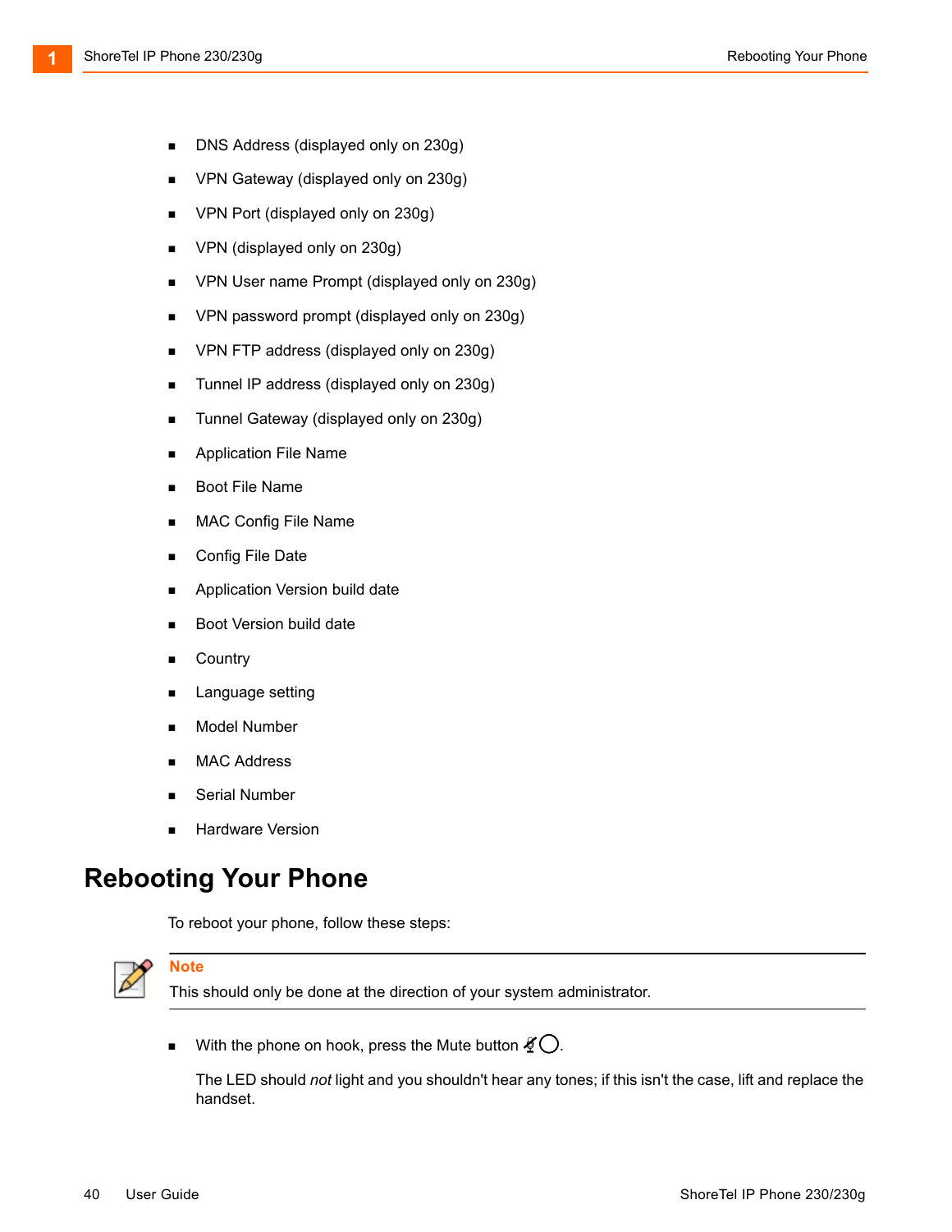- DNS Address (displayed only on 230g)
- VPN Gateway (displayed only on 230g)
- VPN Port (displayed only on 230g)
- VPN (displayed only on 230g)
- VPN User name Prompt (displayed only on 230g)
- VPN password prompt (displayed only on 230g)
- VPN FTP address (displayed only on 230g)
- Tunnel IP address (displayed only on 230g)
- Tunnel Gateway (displayed only on 230g)
- Application File Name
- Boot File Name
- MAC Config File Name
- Config File Date
- Application Version build date
- Boot Version build date
- Country
- Language setting
- Model Number
- MAC Address
- Serial Number
- Hardware Version

# Rebooting Your Phone

To reboot your phone, follow these steps:

**Note**
This should only be done at the direction of your system administrator.

- With the phone on hook, press the Mute button.

  The LED should *not* light and you shouldn't hear any tones; if this isn't the case, lift and replace the handset.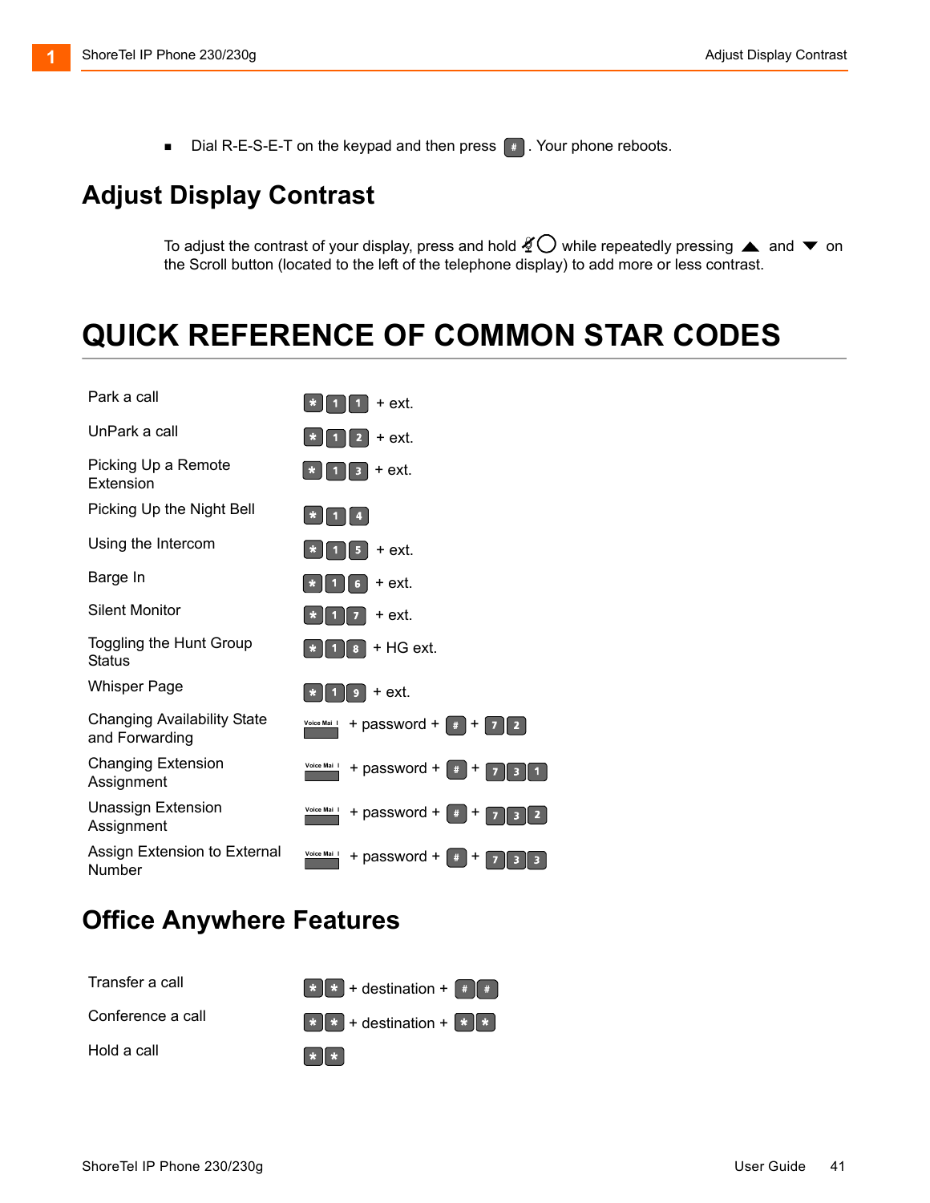- Dial R-E-S-E-T on the keypad and then press #. Your phone reboots.

## Adjust Display Contrast

To adjust the contrast of your display, press and hold the Mute button while repeatedly pressing ▲ and ▼ on the Scroll button (located to the left of the telephone display) to add more or less contrast.

# QUICK REFERENCE OF COMMON STAR CODES

| | |
|---|---|
| Park a call | * 1 1 + ext. |
| UnPark a call | * 1 2 + ext. |
| Picking Up a Remote Extension | * 1 3 + ext. |
| Picking Up the Night Bell | * 1 4 |
| Using the Intercom | * 1 5 + ext. |
| Barge In | * 1 6 + ext. |
| Silent Monitor | * 1 7 + ext. |
| Toggling the Hunt Group Status | * 1 8 + HG ext. |
| Whisper Page | * 1 9 + ext. |
| Changing Availability State and Forwarding | Voice Mail + password + # + 7 2 |
| Changing Extension Assignment | Voice Mail + password + # + 7 3 1 |
| Unassign Extension Assignment | Voice Mail + password + # + 7 3 2 |
| Assign Extension to External Number | Voice Mail + password + # + 7 3 3 |

## Office Anywhere Features

| | |
|---|---|
| Transfer a call | * * + destination + # # |
| Conference a call | * * + destination + * * |
| Hold a call | * * |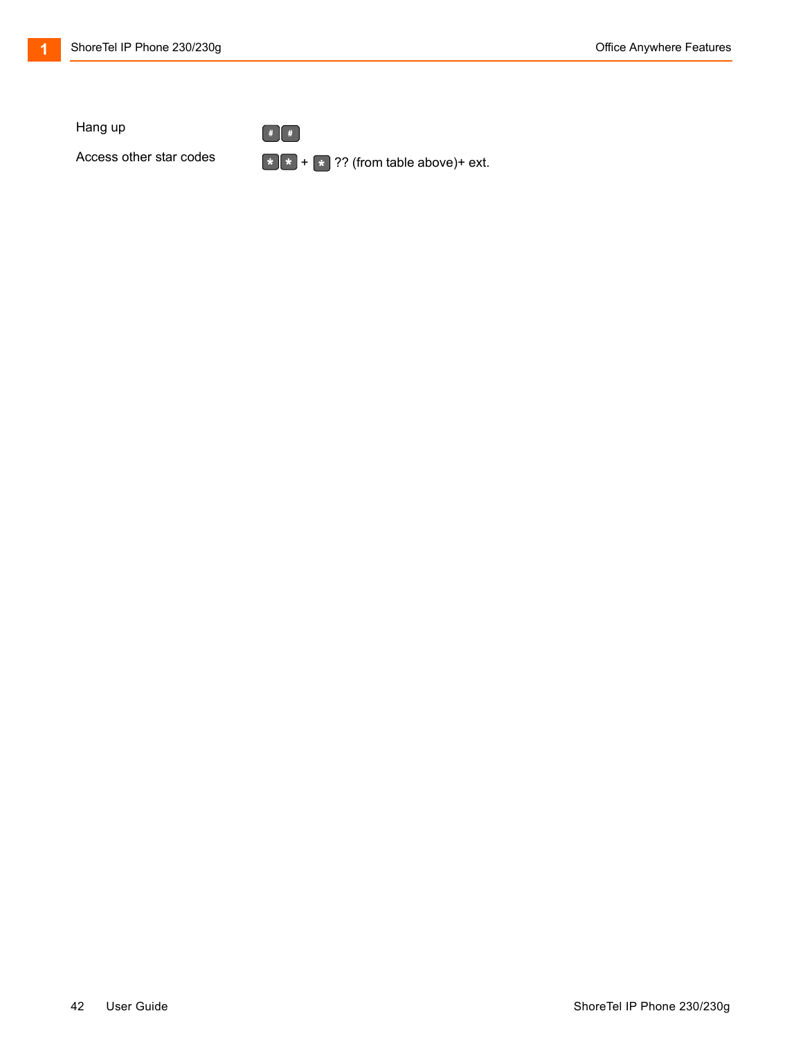| | |
|---|---|
| Hang up | # # |
| Access other star codes | * * + * ?? (from table above)+ ext. |